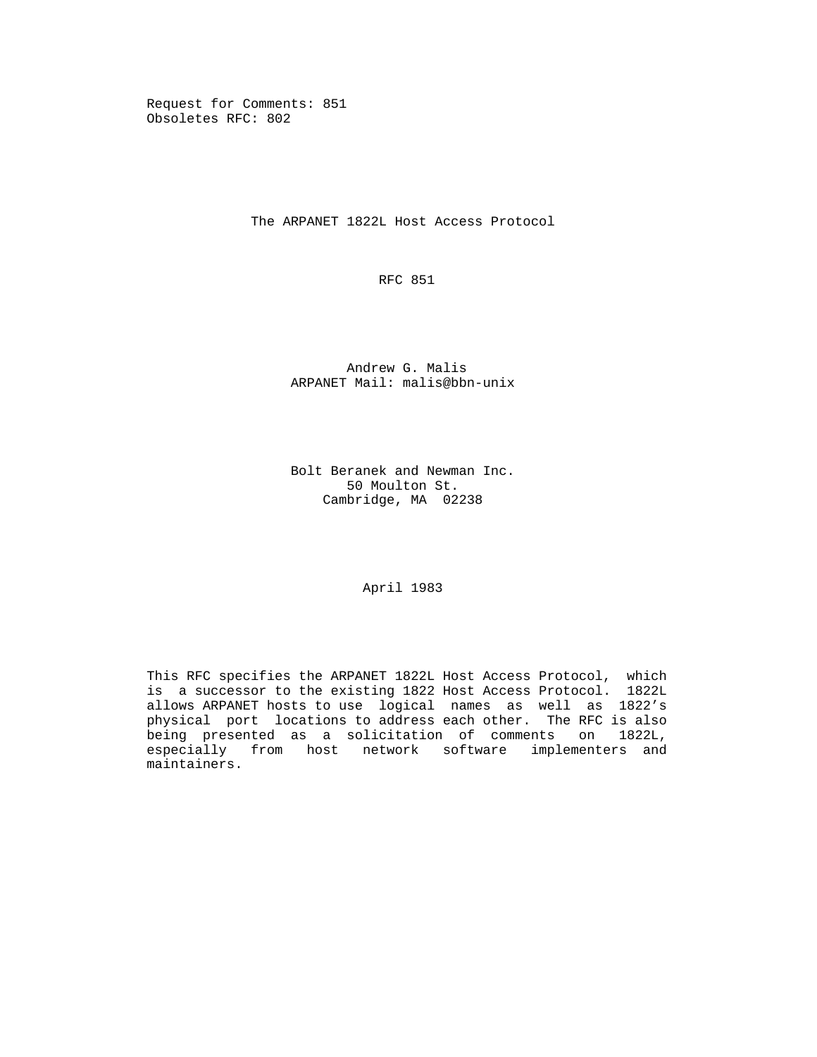Request for Comments: 851
Obsoletes RFC: 802

# The ARPANET 1822L Host Access Protocol

RFC 851

Andrew G. Malis
ARPANET Mail: malis@bbn-unix

Bolt Beranek and Newman Inc.
50 Moulton St.
Cambridge, MA 02238

April 1983

This RFC specifies the ARPANET 1822L Host Access Protocol, which is a successor to the existing 1822 Host Access Protocol. 1822L allows ARPANET hosts to use logical names as well as 1822's physical port locations to address each other. The RFC is also being presented as a solicitation of comments on 1822L, especially from host network software implementers and maintainers.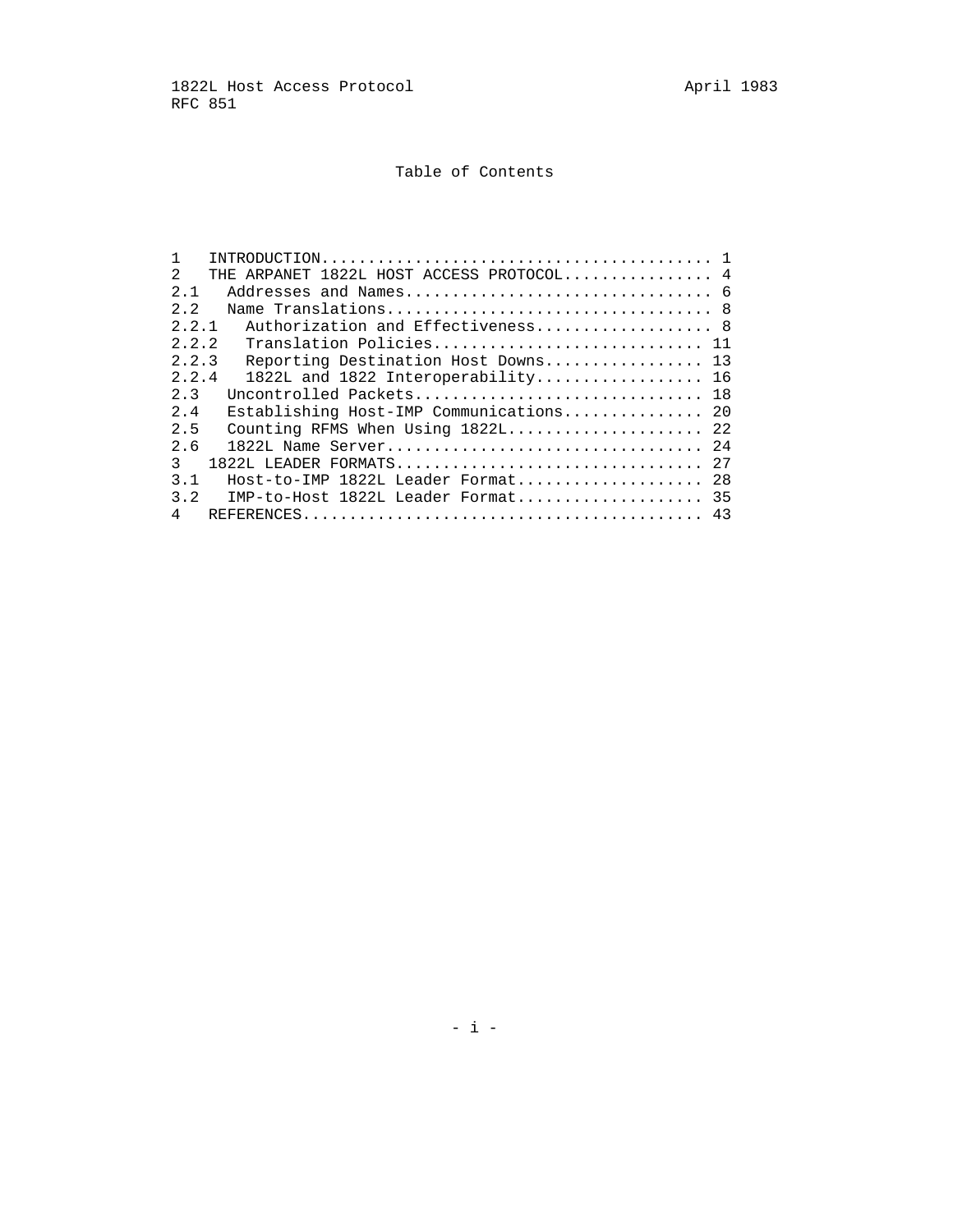# Table of Contents

```
1   INTRODUCTION......................................... 1
2   THE ARPANET 1822L HOST ACCESS PROTOCOL................ 4
2.1   Addresses and Names................................ 6
2.2   Name Translations.................................. 8
2.2.1   Authorization and Effectiveness.................. 8
2.2.2   Translation Policies............................ 11
2.2.3   Reporting Destination Host Downs................ 13
2.2.4   1822L and 1822 Interoperability................. 16
2.3   Uncontrolled Packets.............................. 18
2.4   Establishing Host-IMP Communications.............. 20
2.5   Counting RFMS When Using 1822L.................... 22
2.6   1822L Name Server................................. 24
3   1822L LEADER FORMATS................................ 27
3.1   Host-to-IMP 1822L Leader Format................... 28
3.2   IMP-to-Host 1822L Leader Format................... 35
4   REFERENCES.......................................... 43
```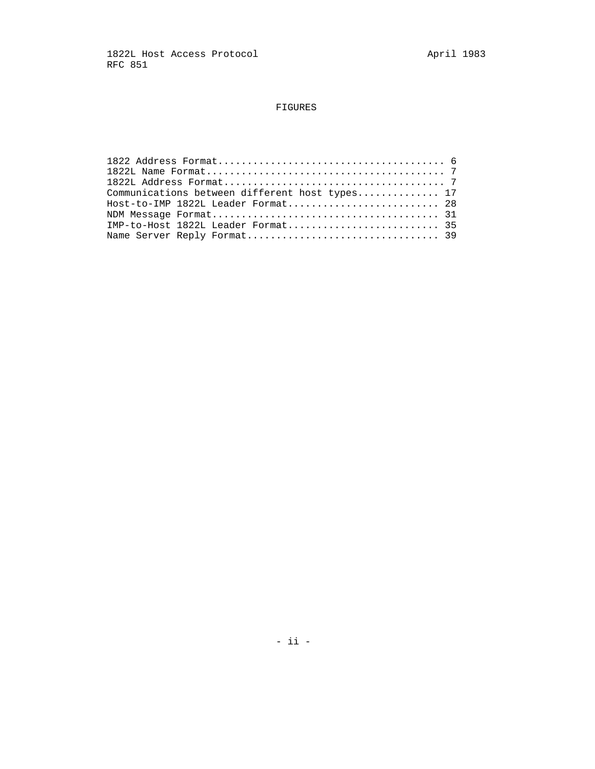# FIGURES

1822 Address Format...................................... 6
1822L Name Format........................................ 7
1822L Address Format..................................... 7
Communications between different host types.............. 17
Host-to-IMP 1822L Leader Format.......................... 28
NDM Message Format....................................... 31
IMP-to-Host 1822L Leader Format.......................... 35
Name Server Reply Format................................. 39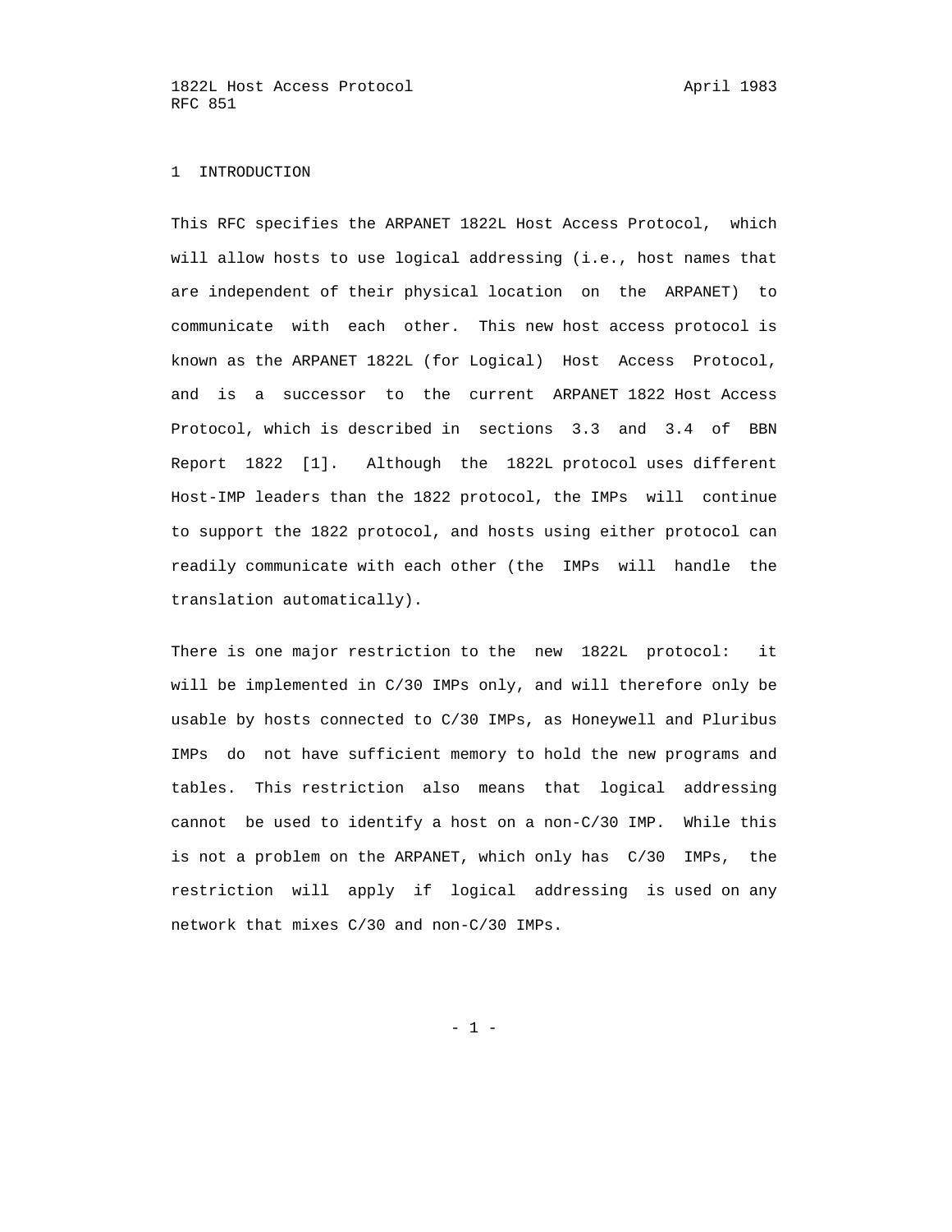# 1 INTRODUCTION

This RFC specifies the ARPANET 1822L Host Access Protocol, which will allow hosts to use logical addressing (i.e., host names that are independent of their physical location on the ARPANET) to communicate with each other. This new host access protocol is known as the ARPANET 1822L (for Logical) Host Access Protocol, and is a successor to the current ARPANET 1822 Host Access Protocol, which is described in sections 3.3 and 3.4 of BBN Report 1822 [1]. Although the 1822L protocol uses different Host-IMP leaders than the 1822 protocol, the IMPs will continue to support the 1822 protocol, and hosts using either protocol can readily communicate with each other (the IMPs will handle the translation automatically).

There is one major restriction to the new 1822L protocol: it will be implemented in C/30 IMPs only, and will therefore only be usable by hosts connected to C/30 IMPs, as Honeywell and Pluribus IMPs do not have sufficient memory to hold the new programs and tables. This restriction also means that logical addressing cannot be used to identify a host on a non-C/30 IMP. While this is not a problem on the ARPANET, which only has C/30 IMPs, the restriction will apply if logical addressing is used on any network that mixes C/30 and non-C/30 IMPs.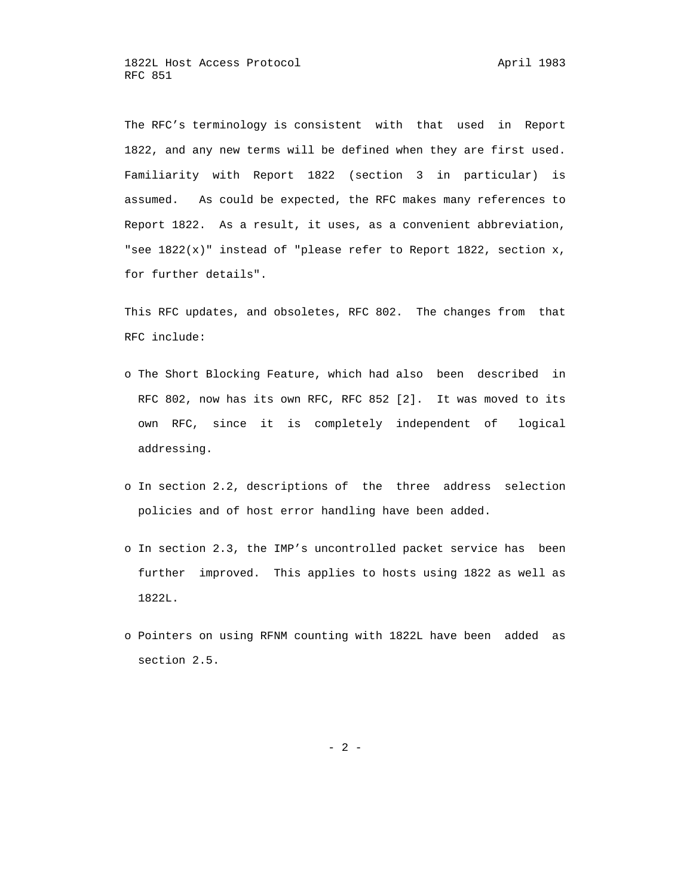The RFC's terminology is consistent with that used in Report 1822, and any new terms will be defined when they are first used. Familiarity with Report 1822 (section 3 in particular) is assumed. As could be expected, the RFC makes many references to Report 1822. As a result, it uses, as a convenient abbreviation, "see 1822(x)" instead of "please refer to Report 1822, section x, for further details".

This RFC updates, and obsoletes, RFC 802. The changes from that RFC include:

- o The Short Blocking Feature, which had also been described in RFC 802, now has its own RFC, RFC 852 [2]. It was moved to its own RFC, since it is completely independent of logical addressing.
- o In section 2.2, descriptions of the three address selection policies and of host error handling have been added.
- o In section 2.3, the IMP's uncontrolled packet service has been further improved. This applies to hosts using 1822 as well as 1822L.
- o Pointers on using RFNM counting with 1822L have been added as section 2.5.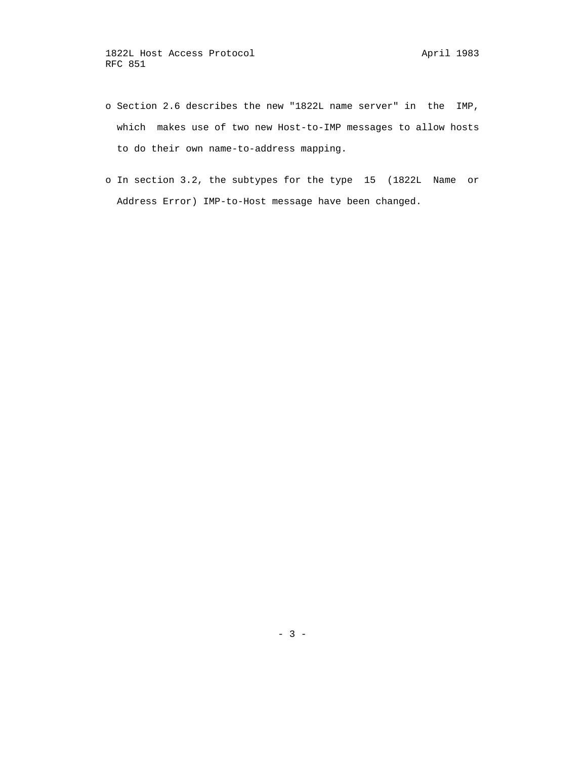- Section 2.6 describes the new "1822L name server" in the IMP, which makes use of two new Host-to-IMP messages to allow hosts to do their own name-to-address mapping.

- In section 3.2, the subtypes for the type 15 (1822L Name or Address Error) IMP-to-Host message have been changed.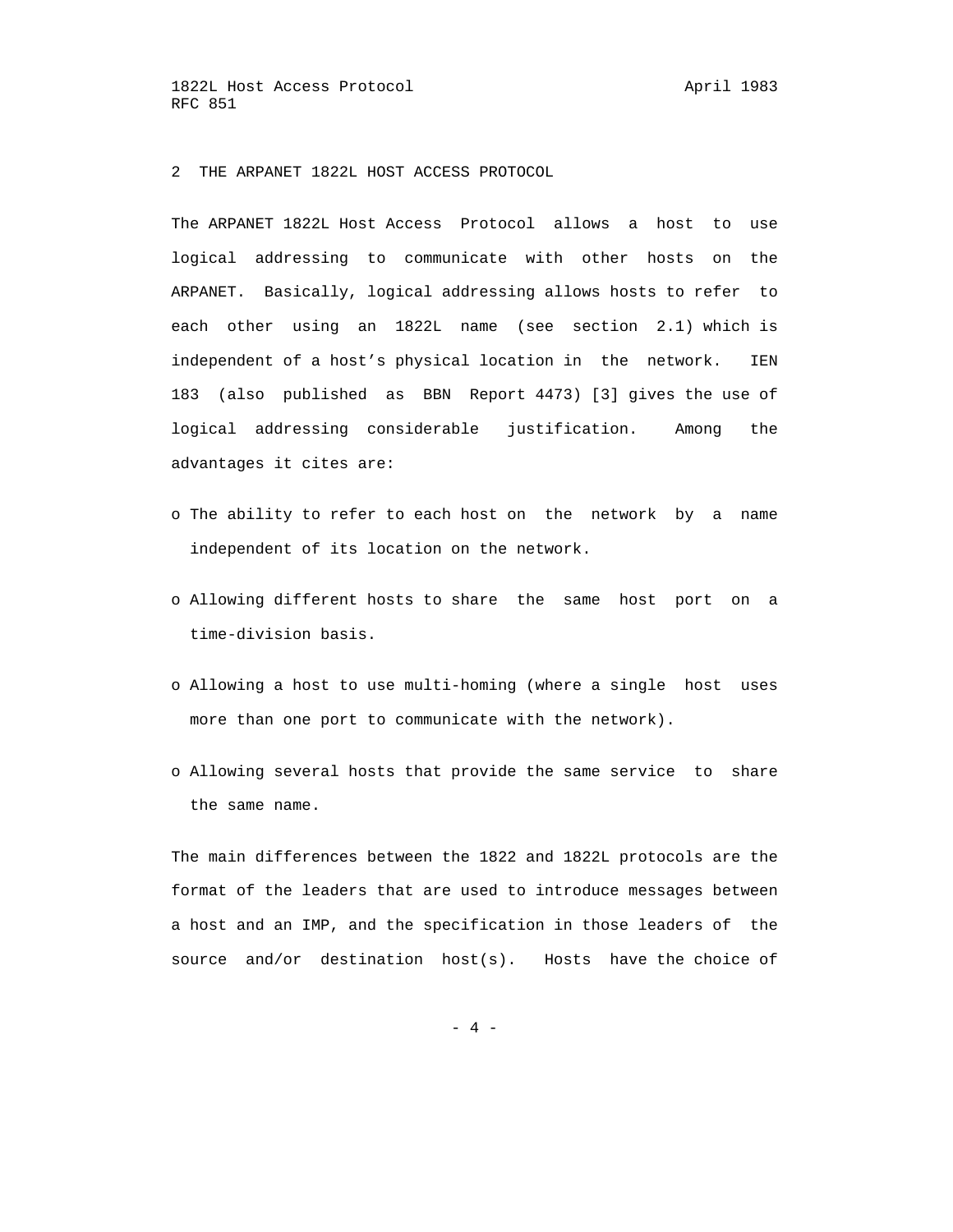## 2 THE ARPANET 1822L HOST ACCESS PROTOCOL

The ARPANET 1822L Host Access Protocol allows a host to use logical addressing to communicate with other hosts on the ARPANET. Basically, logical addressing allows hosts to refer to each other using an 1822L name (see section 2.1) which is independent of a host's physical location in the network. IEN 183 (also published as BBN Report 4473) [3] gives the use of logical addressing considerable justification. Among the advantages it cites are:

- o The ability to refer to each host on the network by a name independent of its location on the network.
- o Allowing different hosts to share the same host port on a time-division basis.
- o Allowing a host to use multi-homing (where a single host uses more than one port to communicate with the network).
- o Allowing several hosts that provide the same service to share the same name.

The main differences between the 1822 and 1822L protocols are the format of the leaders that are used to introduce messages between a host and an IMP, and the specification in those leaders of the source and/or destination host(s). Hosts have the choice of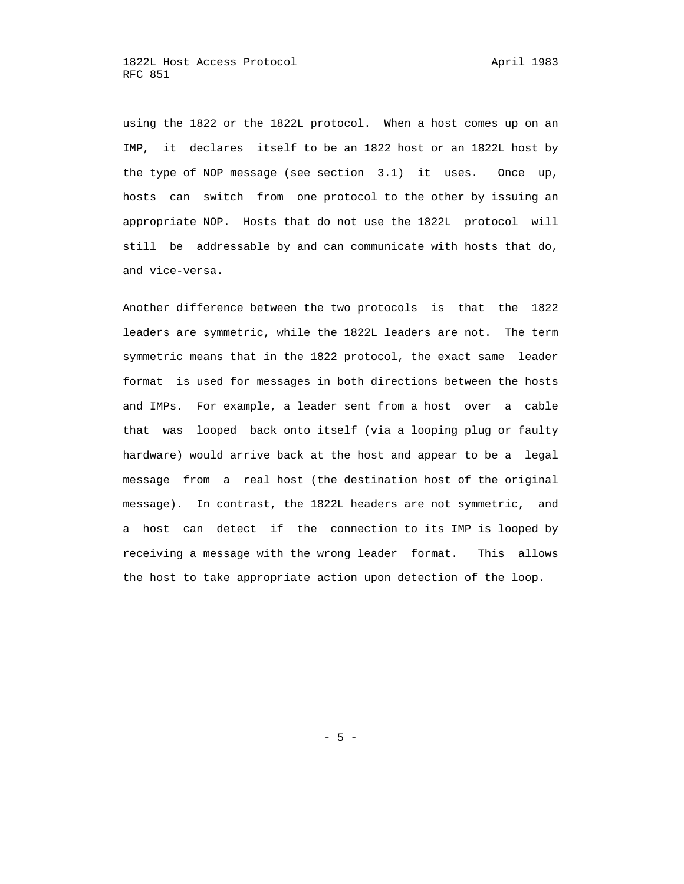using the 1822 or the 1822L protocol. When a host comes up on an IMP, it declares itself to be an 1822 host or an 1822L host by the type of NOP message (see section 3.1) it uses. Once up, hosts can switch from one protocol to the other by issuing an appropriate NOP. Hosts that do not use the 1822L protocol will still be addressable by and can communicate with hosts that do, and vice-versa.

Another difference between the two protocols is that the 1822 leaders are symmetric, while the 1822L leaders are not. The term symmetric means that in the 1822 protocol, the exact same leader format is used for messages in both directions between the hosts and IMPs. For example, a leader sent from a host over a cable that was looped back onto itself (via a looping plug or faulty hardware) would arrive back at the host and appear to be a legal message from a real host (the destination host of the original message). In contrast, the 1822L headers are not symmetric, and a host can detect if the connection to its IMP is looped by receiving a message with the wrong leader format. This allows the host to take appropriate action upon detection of the loop.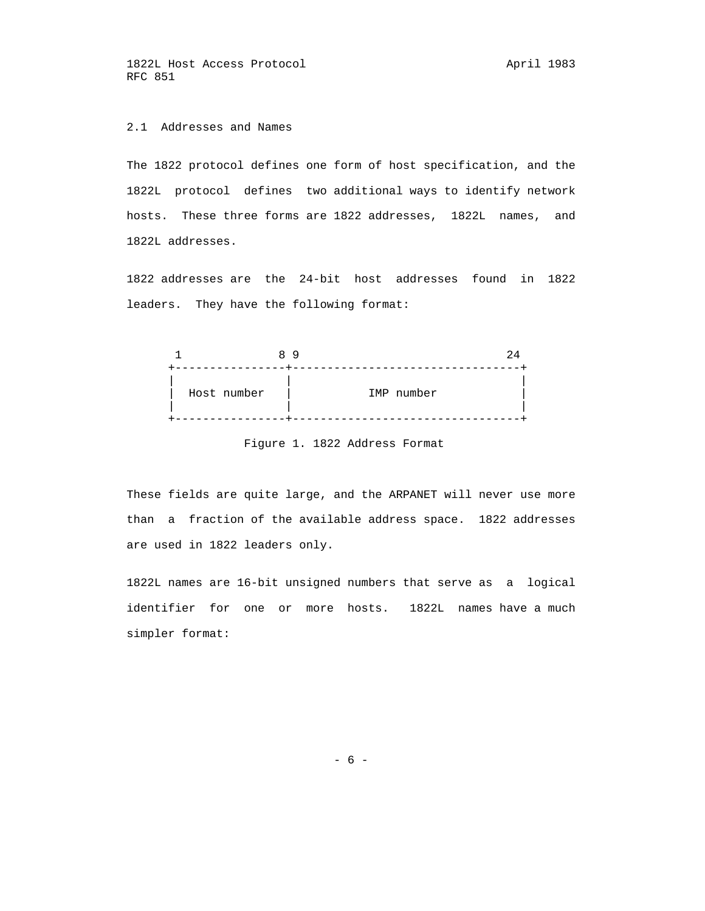## 2.1 Addresses and Names

The 1822 protocol defines one form of host specification, and the 1822L protocol defines two additional ways to identify network hosts. These three forms are 1822 addresses, 1822L names, and 1822L addresses.

1822 addresses are the 24-bit host addresses found in 1822 leaders. They have the following format:

```
 1             8 9                             24
+----------------+---------------------------------+
|                |                                 |
|  Host number   |           IMP number            |
|                |                                 |
+----------------+---------------------------------+
```

Figure 1. 1822 Address Format

These fields are quite large, and the ARPANET will never use more than a fraction of the available address space. 1822 addresses are used in 1822 leaders only.

1822L names are 16-bit unsigned numbers that serve as a logical identifier for one or more hosts. 1822L names have a much simpler format: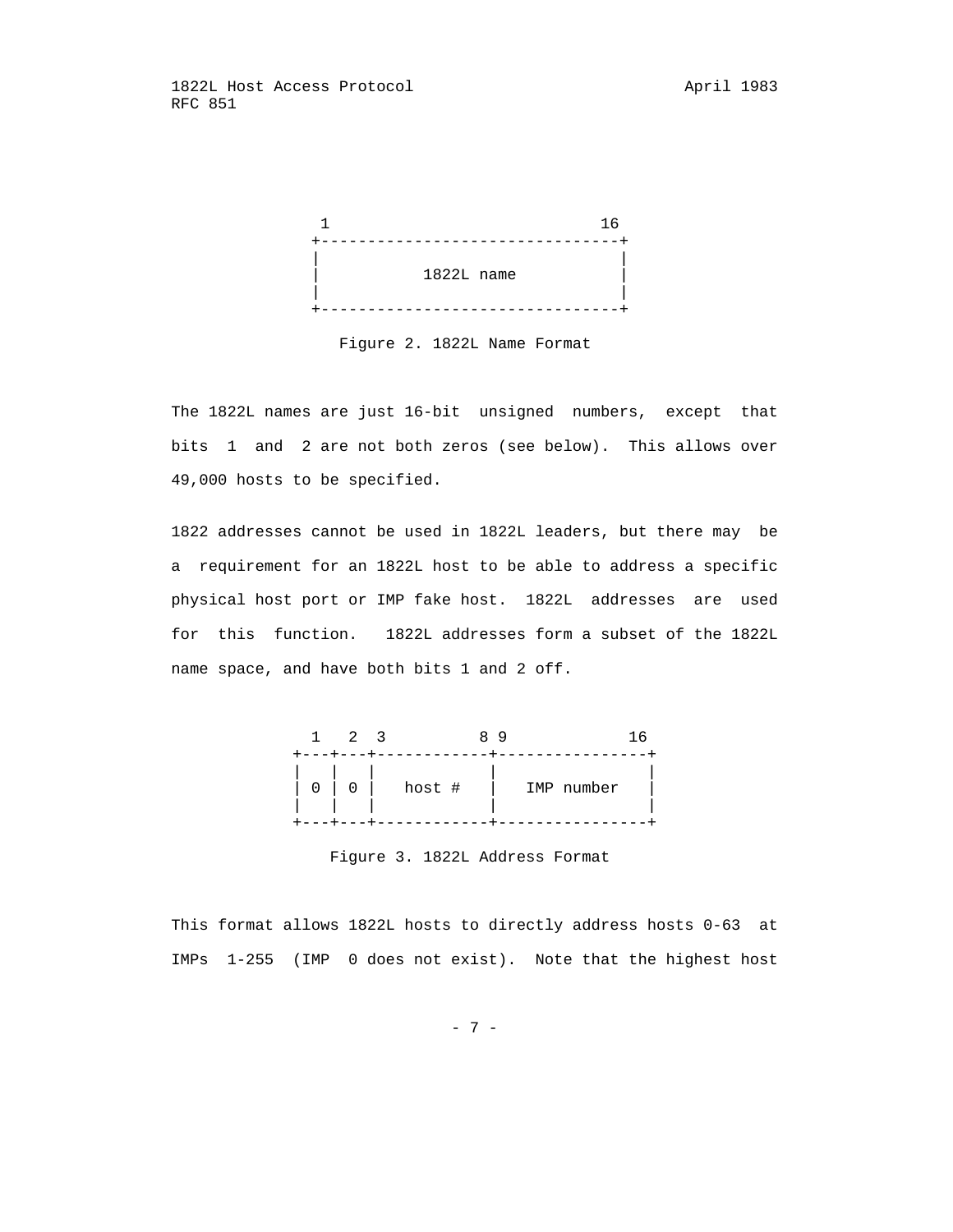```
 1                             16
+--------------------------------+
|                                |
|           1822L name           |
|                                |
+--------------------------------+
```

Figure 2. 1822L Name Format

The 1822L names are just 16-bit unsigned numbers, except that bits 1 and 2 are not both zeros (see below). This allows over 49,000 hosts to be specified.

1822 addresses cannot be used in 1822L leaders, but there may be a requirement for an 1822L host to be able to address a specific physical host port or IMP fake host. 1822L addresses are used for this function. 1822L addresses form a subset of the 1822L name space, and have both bits 1 and 2 off.

```
  1   2  3          8 9            16
+---+---+------------+----------------+
|   |   |            |                |
| 0 | 0 |   host #   |   IMP number   |
|   |   |            |                |
+---+---+------------+----------------+
```

Figure 3. 1822L Address Format

This format allows 1822L hosts to directly address hosts 0-63 at IMPs 1-255 (IMP 0 does not exist). Note that the highest host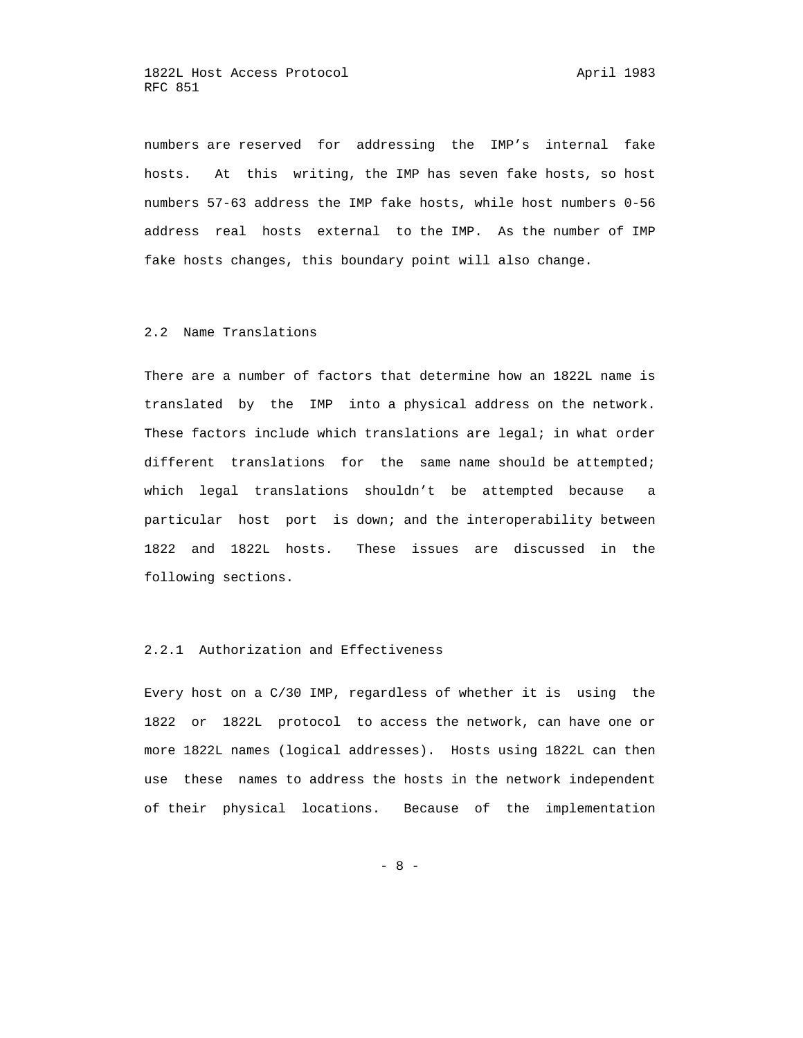numbers are reserved for addressing the IMP's internal fake hosts. At this writing, the IMP has seven fake hosts, so host numbers 57-63 address the IMP fake hosts, while host numbers 0-56 address real hosts external to the IMP. As the number of IMP fake hosts changes, this boundary point will also change.

### 2.2 Name Translations

There are a number of factors that determine how an 1822L name is translated by the IMP into a physical address on the network. These factors include which translations are legal; in what order different translations for the same name should be attempted; which legal translations shouldn't be attempted because a particular host port is down; and the interoperability between 1822 and 1822L hosts. These issues are discussed in the following sections.

#### 2.2.1 Authorization and Effectiveness

Every host on a C/30 IMP, regardless of whether it is using the 1822 or 1822L protocol to access the network, can have one or more 1822L names (logical addresses). Hosts using 1822L can then use these names to address the hosts in the network independent of their physical locations. Because of the implementation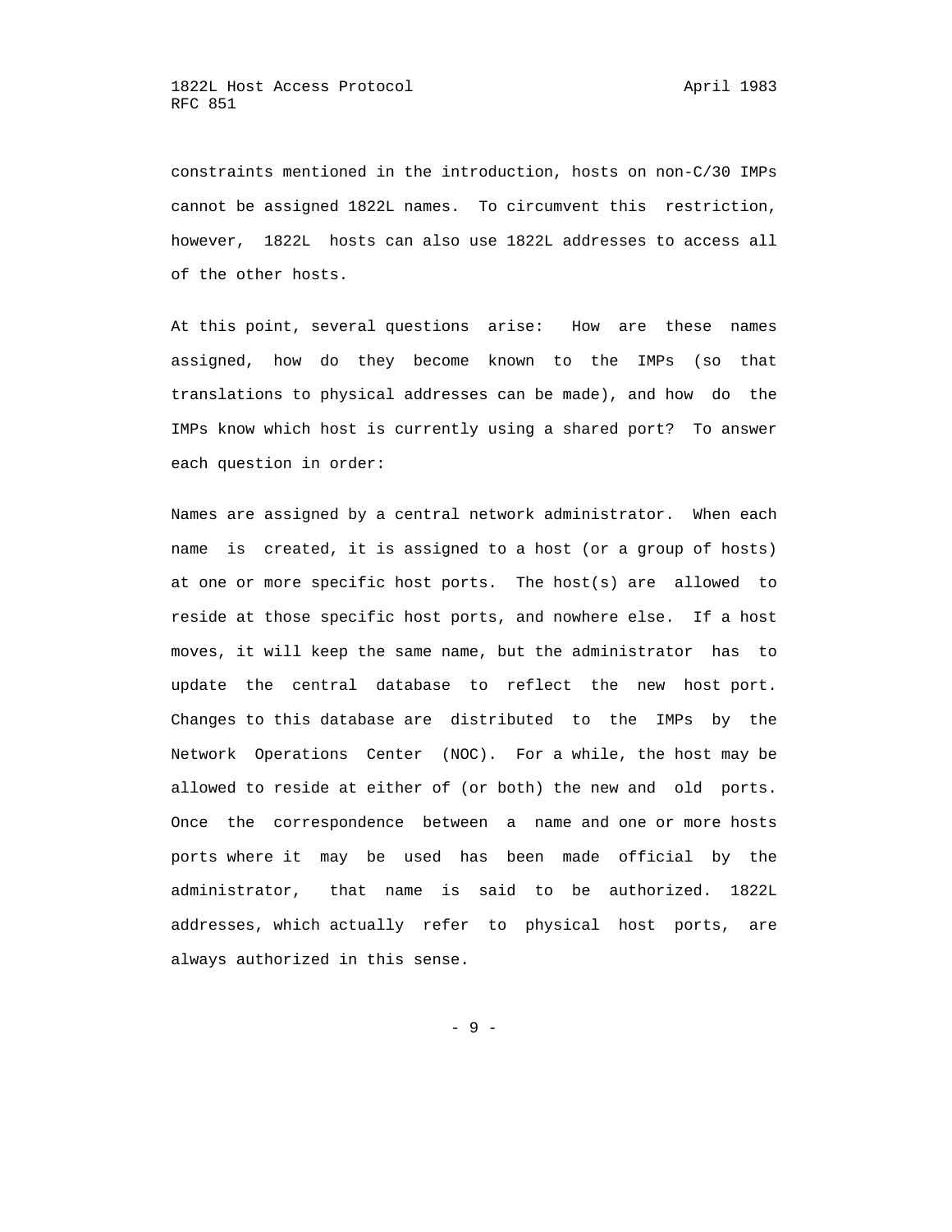constraints mentioned in the introduction, hosts on non-C/30 IMPs cannot be assigned 1822L names. To circumvent this restriction, however, 1822L hosts can also use 1822L addresses to access all of the other hosts.

At this point, several questions arise: How are these names assigned, how do they become known to the IMPs (so that translations to physical addresses can be made), and how do the IMPs know which host is currently using a shared port? To answer each question in order:

Names are assigned by a central network administrator. When each name is created, it is assigned to a host (or a group of hosts) at one or more specific host ports. The host(s) are allowed to reside at those specific host ports, and nowhere else. If a host moves, it will keep the same name, but the administrator has to update the central database to reflect the new host port. Changes to this database are distributed to the IMPs by the Network Operations Center (NOC). For a while, the host may be allowed to reside at either of (or both) the new and old ports. Once the correspondence between a name and one or more hosts ports where it may be used has been made official by the administrator, that name is said to be authorized. 1822L addresses, which actually refer to physical host ports, are always authorized in this sense.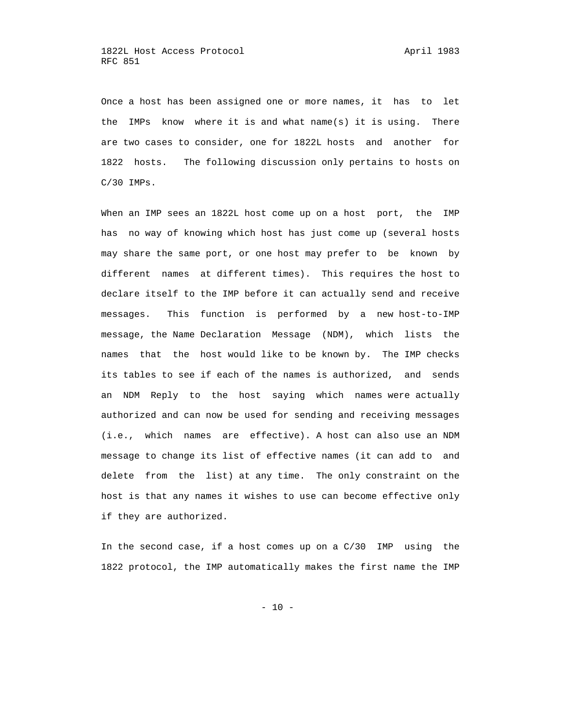Once a host has been assigned one or more names, it has to let the IMPs know where it is and what name(s) it is using. There are two cases to consider, one for 1822L hosts and another for 1822 hosts. The following discussion only pertains to hosts on C/30 IMPs.

When an IMP sees an 1822L host come up on a host port, the IMP has no way of knowing which host has just come up (several hosts may share the same port, or one host may prefer to be known by different names at different times). This requires the host to declare itself to the IMP before it can actually send and receive messages. This function is performed by a new host-to-IMP message, the Name Declaration Message (NDM), which lists the names that the host would like to be known by. The IMP checks its tables to see if each of the names is authorized, and sends an NDM Reply to the host saying which names were actually authorized and can now be used for sending and receiving messages (i.e., which names are effective). A host can also use an NDM message to change its list of effective names (it can add to and delete from the list) at any time. The only constraint on the host is that any names it wishes to use can become effective only if they are authorized.

In the second case, if a host comes up on a C/30 IMP using the 1822 protocol, the IMP automatically makes the first name the IMP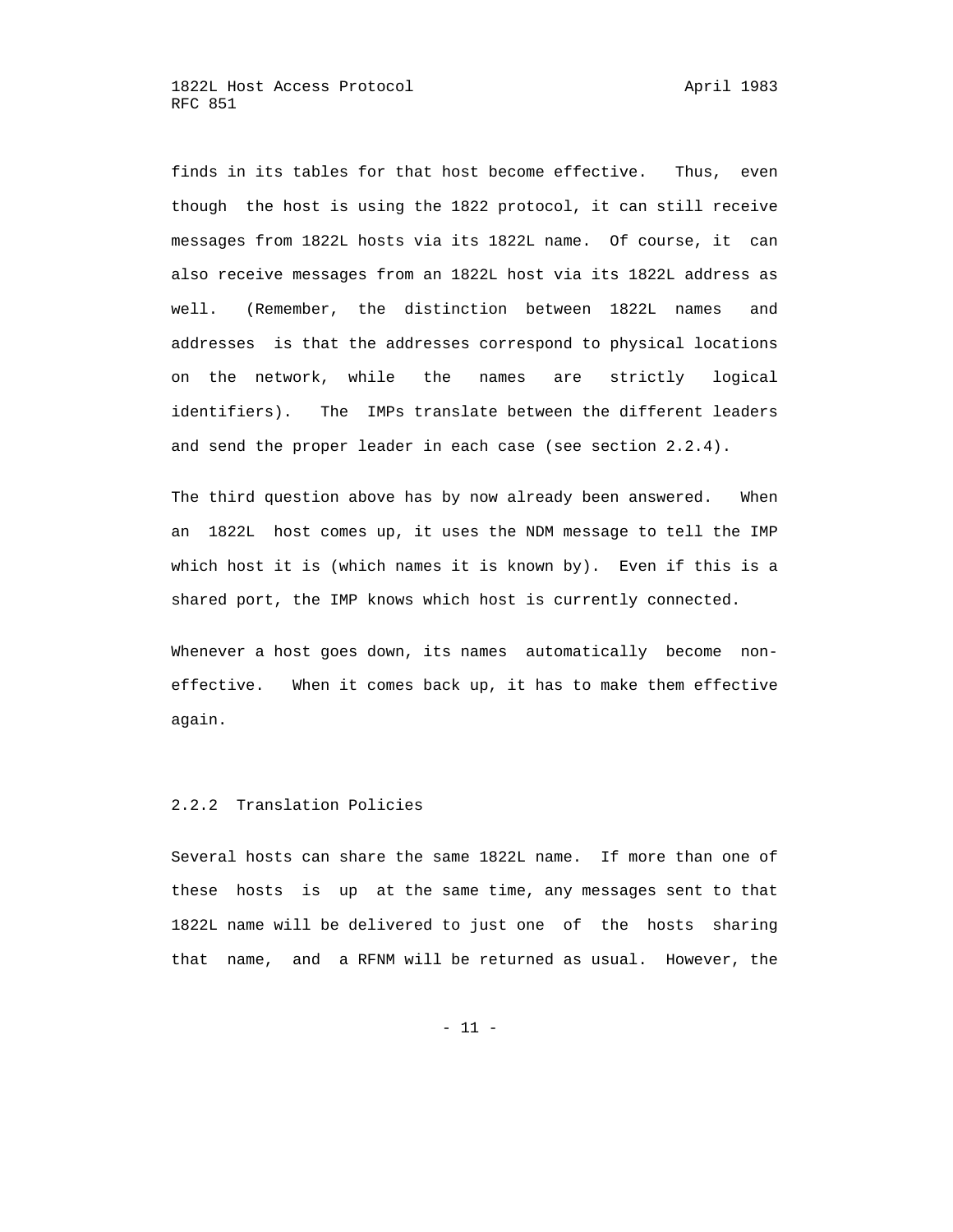finds in its tables for that host become effective. Thus, even though the host is using the 1822 protocol, it can still receive messages from 1822L hosts via its 1822L name. Of course, it can also receive messages from an 1822L host via its 1822L address as well. (Remember, the distinction between 1822L names and addresses is that the addresses correspond to physical locations on the network, while the names are strictly logical identifiers). The IMPs translate between the different leaders and send the proper leader in each case (see section 2.2.4).

The third question above has by now already been answered. When an 1822L host comes up, it uses the NDM message to tell the IMP which host it is (which names it is known by). Even if this is a shared port, the IMP knows which host is currently connected.

Whenever a host goes down, its names automatically become non-effective. When it comes back up, it has to make them effective again.

### 2.2.2 Translation Policies

Several hosts can share the same 1822L name. If more than one of these hosts is up at the same time, any messages sent to that 1822L name will be delivered to just one of the hosts sharing that name, and a RFNM will be returned as usual. However, the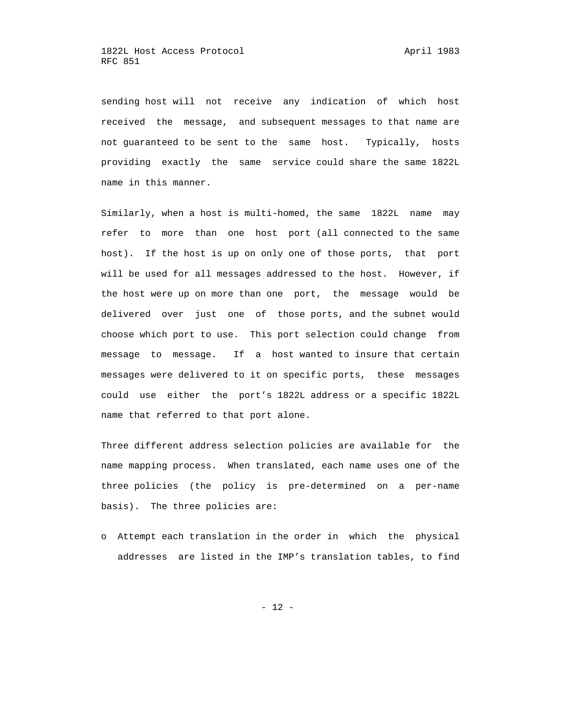sending host will not receive any indication of which host received the message, and subsequent messages to that name are not guaranteed to be sent to the same host. Typically, hosts providing exactly the same service could share the same 1822L name in this manner.

Similarly, when a host is multi-homed, the same 1822L name may refer to more than one host port (all connected to the same host). If the host is up on only one of those ports, that port will be used for all messages addressed to the host. However, if the host were up on more than one port, the message would be delivered over just one of those ports, and the subnet would choose which port to use. This port selection could change from message to message. If a host wanted to insure that certain messages were delivered to it on specific ports, these messages could use either the port's 1822L address or a specific 1822L name that referred to that port alone.

Three different address selection policies are available for the name mapping process. When translated, each name uses one of the three policies (the policy is pre-determined on a per-name basis). The three policies are:

- Attempt each translation in the order in which the physical addresses are listed in the IMP's translation tables, to find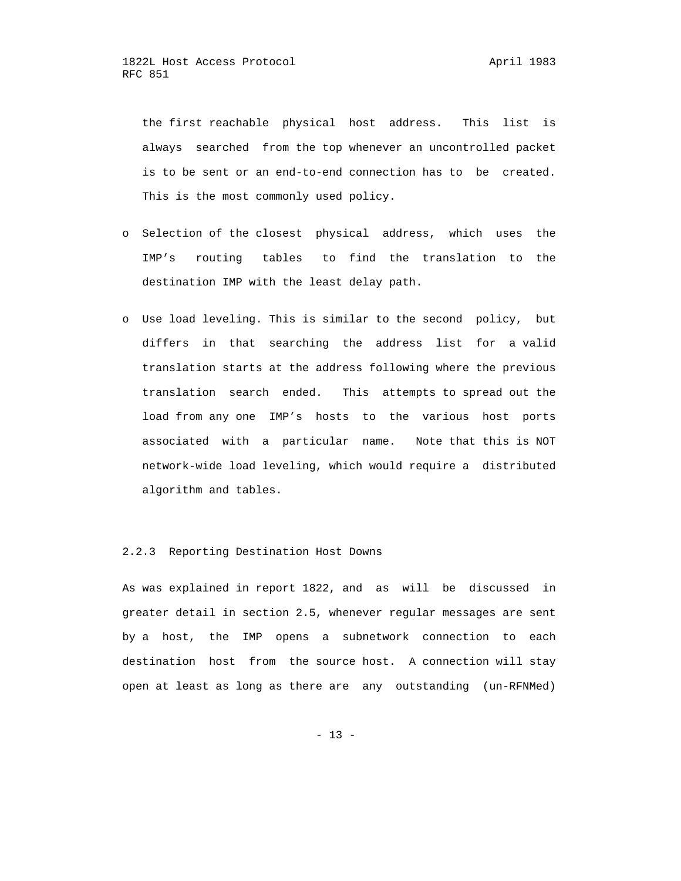the first reachable physical host address. This list is always searched from the top whenever an uncontrolled packet is to be sent or an end-to-end connection has to be created. This is the most commonly used policy.

- Selection of the closest physical address, which uses the IMP's routing tables to find the translation to the destination IMP with the least delay path.

- Use load leveling. This is similar to the second policy, but differs in that searching the address list for a valid translation starts at the address following where the previous translation search ended. This attempts to spread out the load from any one IMP's hosts to the various host ports associated with a particular name. Note that this is NOT network-wide load leveling, which would require a distributed algorithm and tables.

### 2.2.3 Reporting Destination Host Downs

As was explained in report 1822, and as will be discussed in greater detail in section 2.5, whenever regular messages are sent by a host, the IMP opens a subnetwork connection to each destination host from the source host. A connection will stay open at least as long as there are any outstanding (un-RFNMed)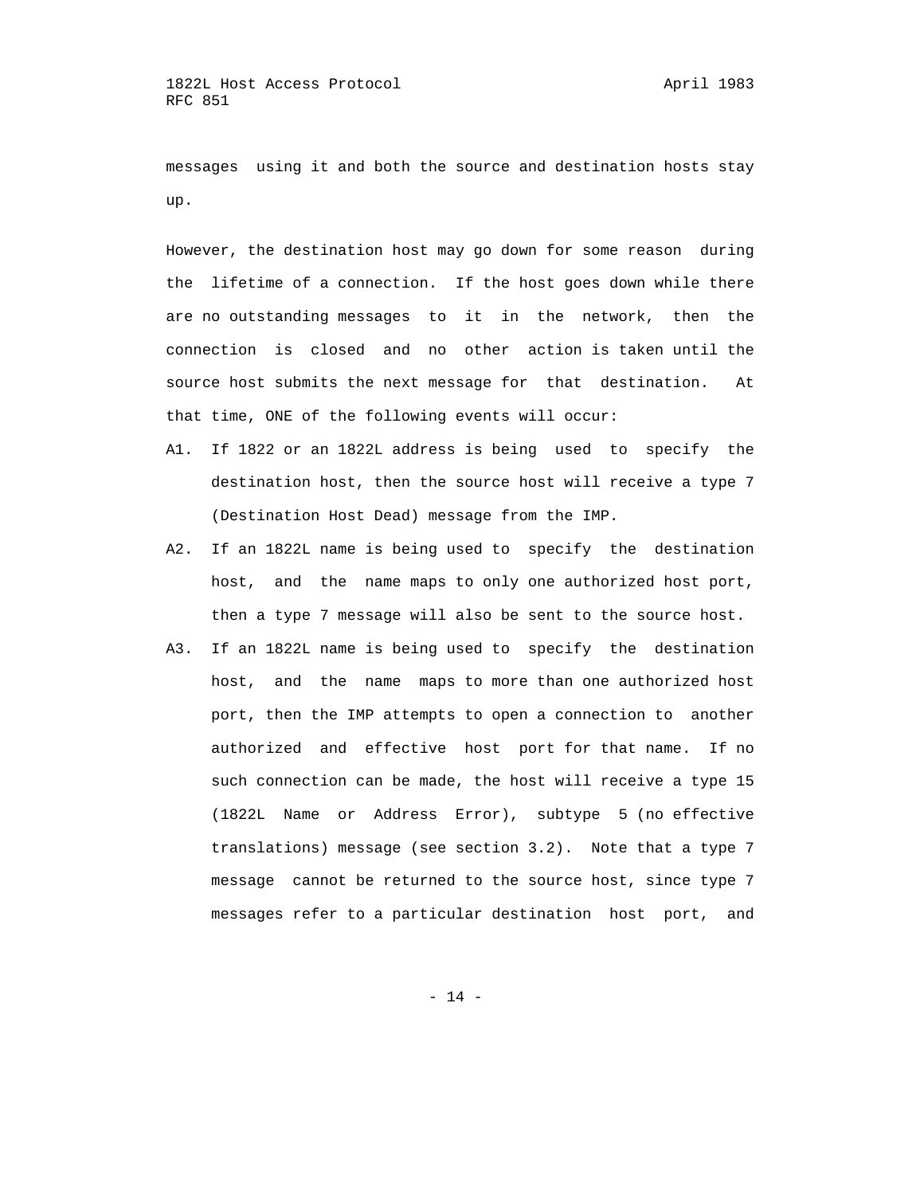messages using it and both the source and destination hosts stay up.

However, the destination host may go down for some reason during the lifetime of a connection. If the host goes down while there are no outstanding messages to it in the network, then the connection is closed and no other action is taken until the source host submits the next message for that destination. At that time, ONE of the following events will occur:

A1. If 1822 or an 1822L address is being used to specify the destination host, then the source host will receive a type 7 (Destination Host Dead) message from the IMP.

A2. If an 1822L name is being used to specify the destination host, and the name maps to only one authorized host port, then a type 7 message will also be sent to the source host.

A3. If an 1822L name is being used to specify the destination host, and the name maps to more than one authorized host port, then the IMP attempts to open a connection to another authorized and effective host port for that name. If no such connection can be made, the host will receive a type 15 (1822L Name or Address Error), subtype 5 (no effective translations) message (see section 3.2). Note that a type 7 message cannot be returned to the source host, since type 7 messages refer to a particular destination host port, and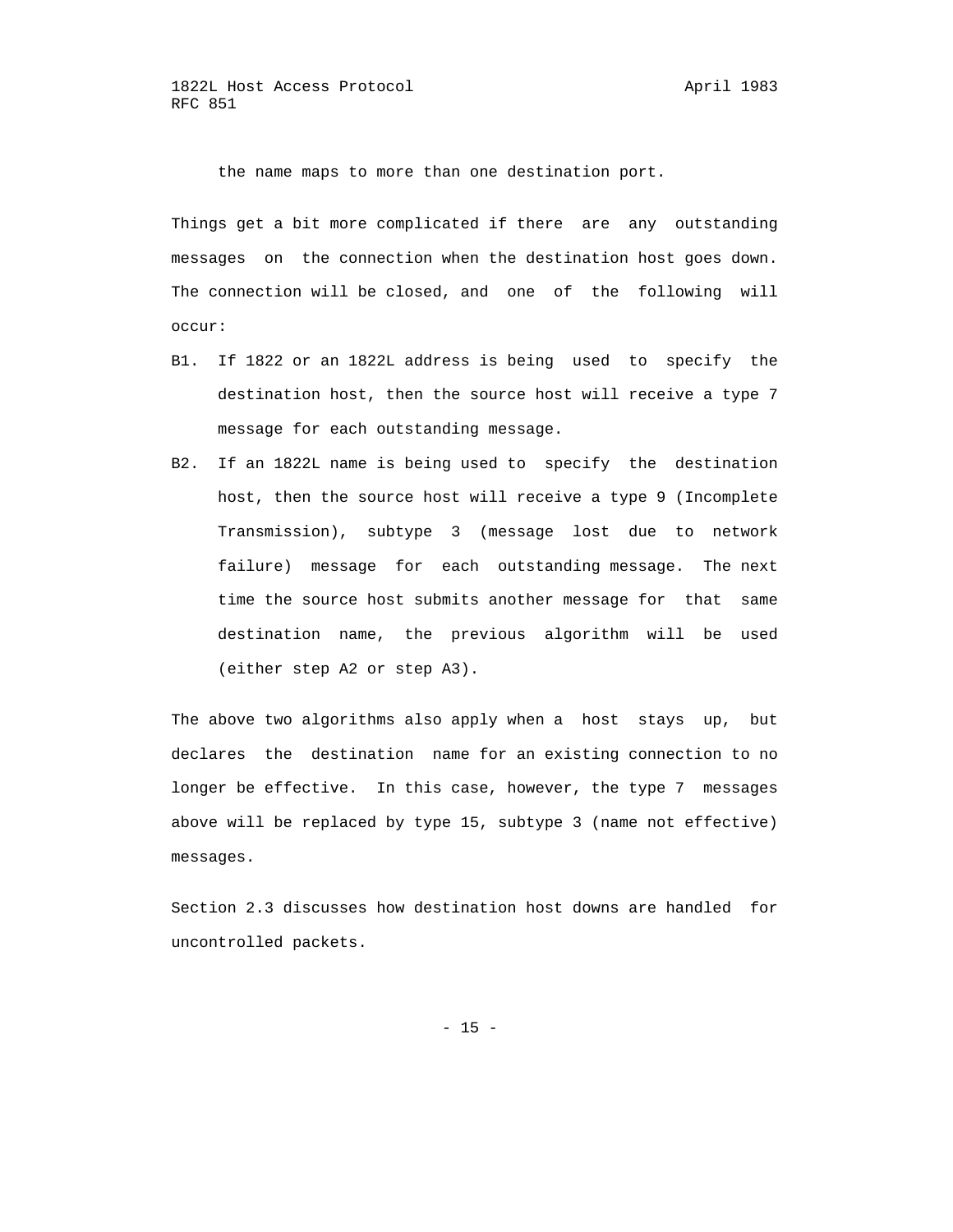the name maps to more than one destination port.

Things get a bit more complicated if there are any outstanding messages on the connection when the destination host goes down. The connection will be closed, and one of the following will occur:

B1. If 1822 or an 1822L address is being used to specify the destination host, then the source host will receive a type 7 message for each outstanding message.

B2. If an 1822L name is being used to specify the destination host, then the source host will receive a type 9 (Incomplete Transmission), subtype 3 (message lost due to network failure) message for each outstanding message. The next time the source host submits another message for that same destination name, the previous algorithm will be used (either step A2 or step A3).

The above two algorithms also apply when a host stays up, but declares the destination name for an existing connection to no longer be effective. In this case, however, the type 7 messages above will be replaced by type 15, subtype 3 (name not effective) messages.

Section 2.3 discusses how destination host downs are handled for uncontrolled packets.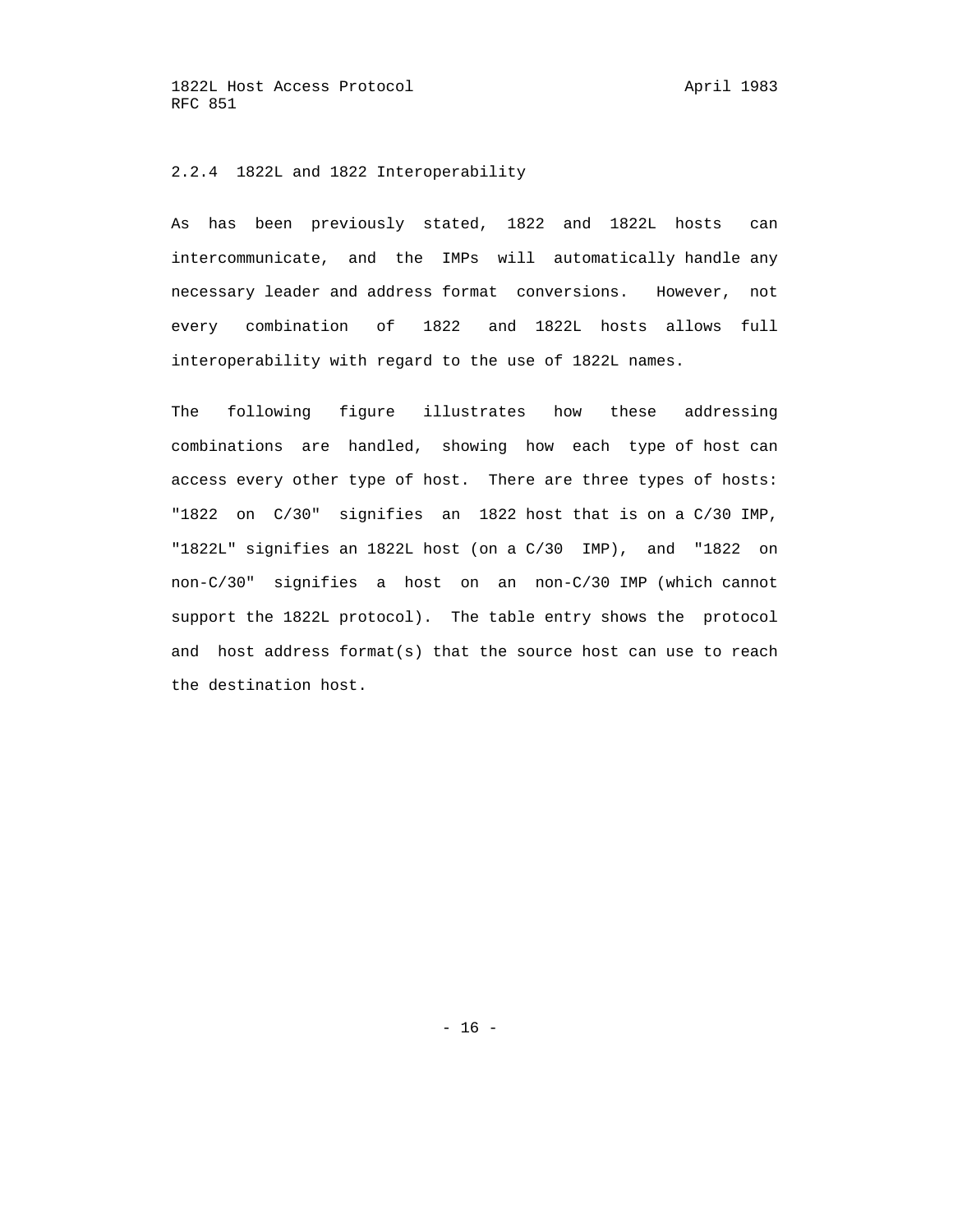### 2.2.4 1822L and 1822 Interoperability

As has been previously stated, 1822 and 1822L hosts can intercommunicate, and the IMPs will automatically handle any necessary leader and address format conversions. However, not every combination of 1822 and 1822L hosts allows full interoperability with regard to the use of 1822L names.

The following figure illustrates how these addressing combinations are handled, showing how each type of host can access every other type of host. There are three types of hosts: "1822 on C/30" signifies an 1822 host that is on a C/30 IMP, "1822L" signifies an 1822L host (on a C/30 IMP), and "1822 on non-C/30" signifies a host on an non-C/30 IMP (which cannot support the 1822L protocol). The table entry shows the protocol and host address format(s) that the source host can use to reach the destination host.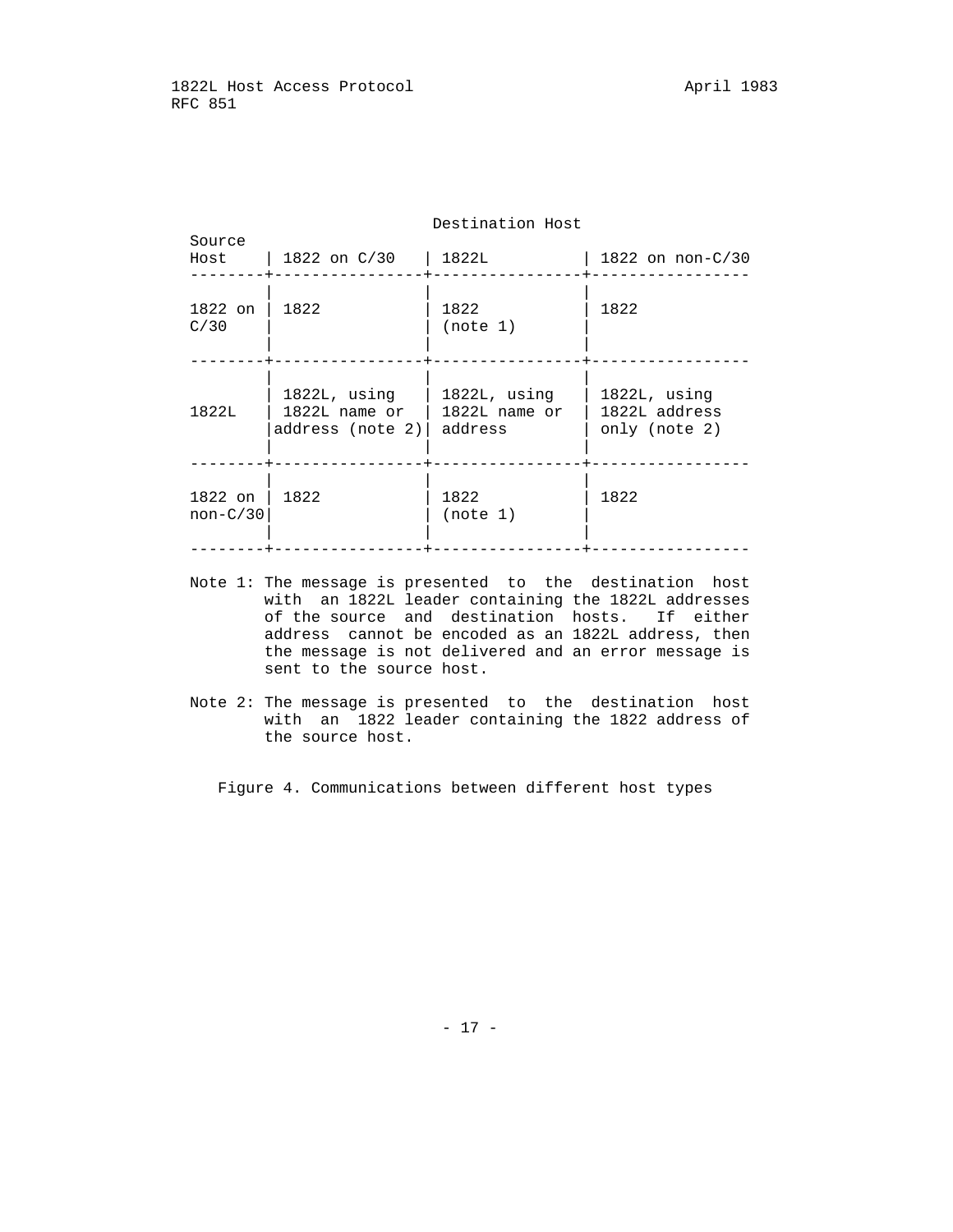| Source Host | Destination Host: 1822 on C/30 | Destination Host: 1822L | Destination Host: 1822 on non-C/30 |
| --- | --- | --- | --- |
| 1822 on C/30 | 1822 | 1822 (note 1) | 1822 |
| 1822L | 1822L, using 1822L name or address (note 2) | 1822L, using 1822L name or address | 1822L, using 1822L address only (note 2) |
| 1822 on non-C/30 | 1822 | 1822 (note 1) | 1822 |

Note 1: The message is presented to the destination host with an 1822L leader containing the 1822L addresses of the source and destination hosts. If either address cannot be encoded as an 1822L address, then the message is not delivered and an error message is sent to the source host.

Note 2: The message is presented to the destination host with an 1822 leader containing the 1822 address of the source host.

Figure 4. Communications between different host types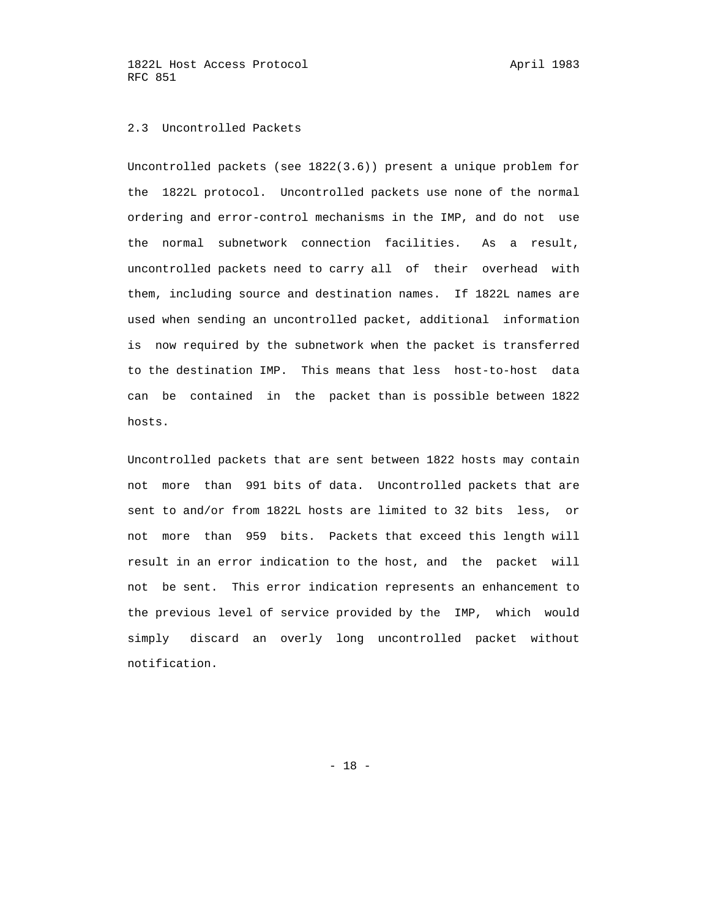## 2.3 Uncontrolled Packets

Uncontrolled packets (see 1822(3.6)) present a unique problem for the 1822L protocol. Uncontrolled packets use none of the normal ordering and error-control mechanisms in the IMP, and do not use the normal subnetwork connection facilities. As a result, uncontrolled packets need to carry all of their overhead with them, including source and destination names. If 1822L names are used when sending an uncontrolled packet, additional information is now required by the subnetwork when the packet is transferred to the destination IMP. This means that less host-to-host data can be contained in the packet than is possible between 1822 hosts.

Uncontrolled packets that are sent between 1822 hosts may contain not more than 991 bits of data. Uncontrolled packets that are sent to and/or from 1822L hosts are limited to 32 bits less, or not more than 959 bits. Packets that exceed this length will result in an error indication to the host, and the packet will not be sent. This error indication represents an enhancement to the previous level of service provided by the IMP, which would simply discard an overly long uncontrolled packet without notification.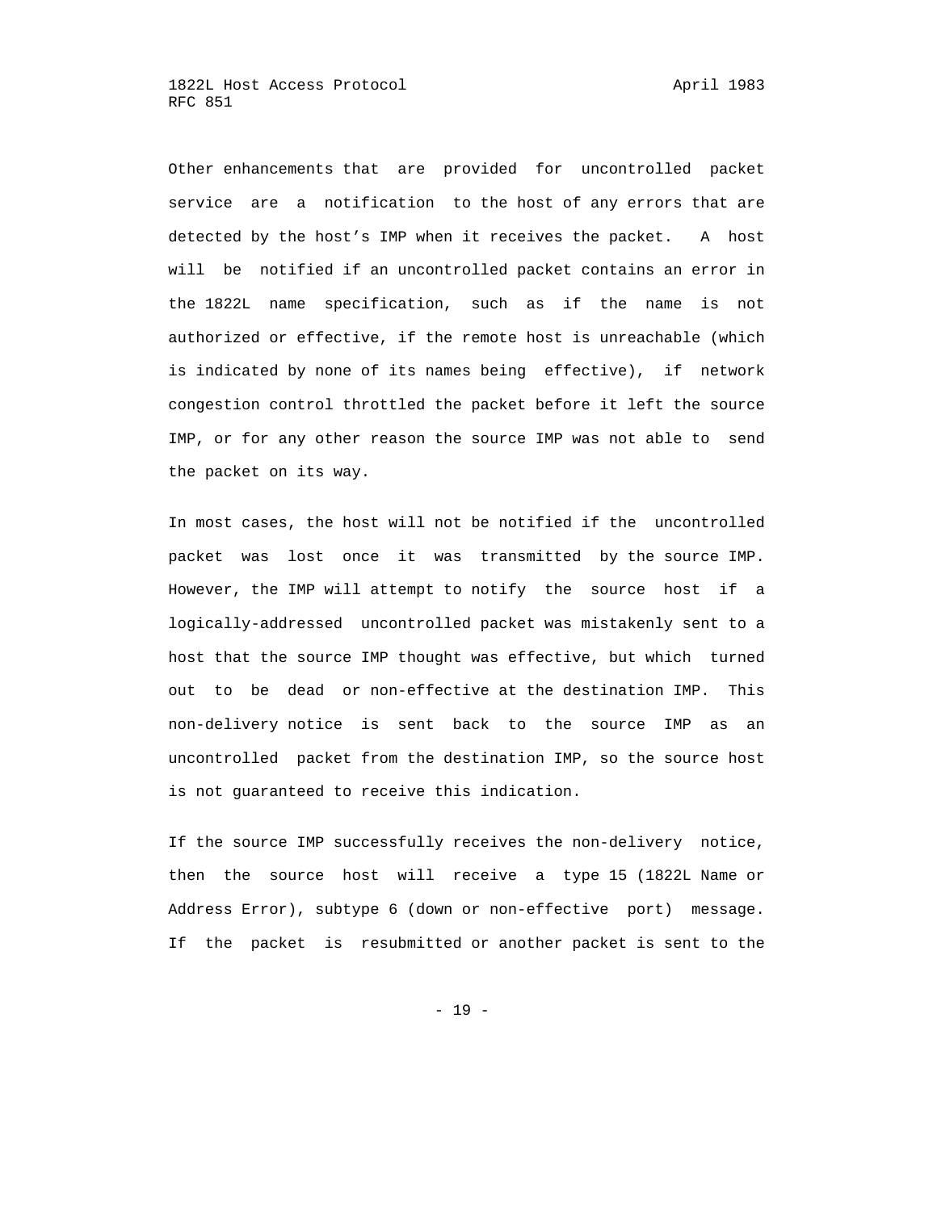Other enhancements that are provided for uncontrolled packet service are a notification to the host of any errors that are detected by the host's IMP when it receives the packet. A host will be notified if an uncontrolled packet contains an error in the 1822L name specification, such as if the name is not authorized or effective, if the remote host is unreachable (which is indicated by none of its names being effective), if network congestion control throttled the packet before it left the source IMP, or for any other reason the source IMP was not able to send the packet on its way.

In most cases, the host will not be notified if the uncontrolled packet was lost once it was transmitted by the source IMP. However, the IMP will attempt to notify the source host if a logically-addressed uncontrolled packet was mistakenly sent to a host that the source IMP thought was effective, but which turned out to be dead or non-effective at the destination IMP. This non-delivery notice is sent back to the source IMP as an uncontrolled packet from the destination IMP, so the source host is not guaranteed to receive this indication.

If the source IMP successfully receives the non-delivery notice, then the source host will receive a type 15 (1822L Name or Address Error), subtype 6 (down or non-effective port) message. If the packet is resubmitted or another packet is sent to the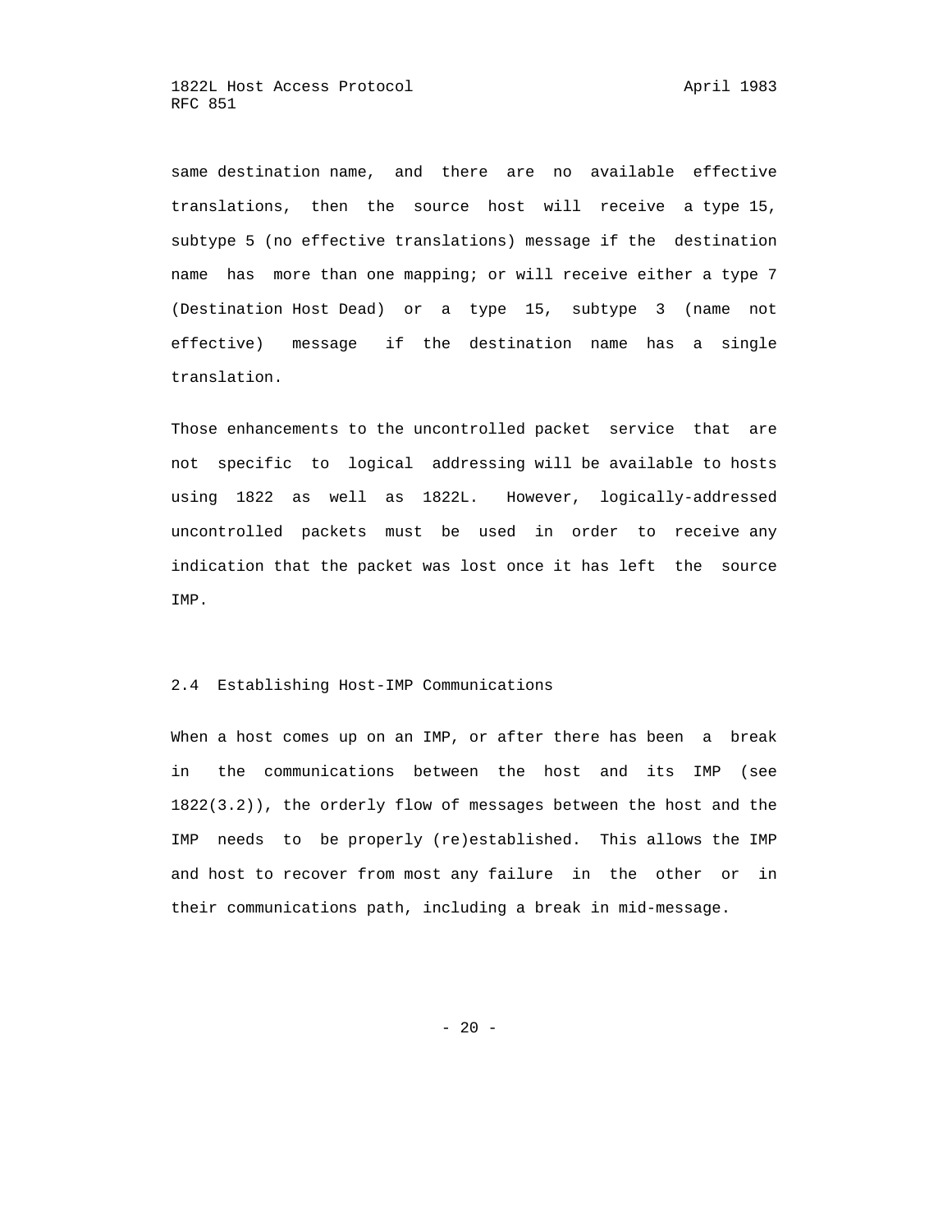same destination name, and there are no available effective translations, then the source host will receive a type 15, subtype 5 (no effective translations) message if the destination name has more than one mapping; or will receive either a type 7 (Destination Host Dead) or a type 15, subtype 3 (name not effective) message if the destination name has a single translation.

Those enhancements to the uncontrolled packet service that are not specific to logical addressing will be available to hosts using 1822 as well as 1822L. However, logically-addressed uncontrolled packets must be used in order to receive any indication that the packet was lost once it has left the source IMP.

## 2.4 Establishing Host-IMP Communications

When a host comes up on an IMP, or after there has been a break in the communications between the host and its IMP (see 1822(3.2)), the orderly flow of messages between the host and the IMP needs to be properly (re)established. This allows the IMP and host to recover from most any failure in the other or in their communications path, including a break in mid-message.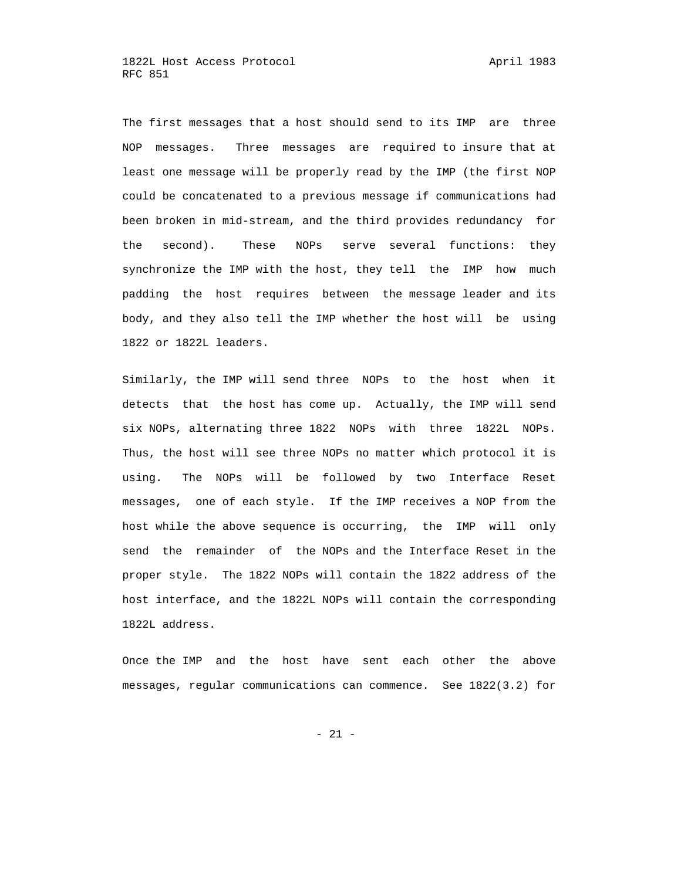The first messages that a host should send to its IMP are three NOP messages. Three messages are required to insure that at least one message will be properly read by the IMP (the first NOP could be concatenated to a previous message if communications had been broken in mid-stream, and the third provides redundancy for the second). These NOPs serve several functions: they synchronize the IMP with the host, they tell the IMP how much padding the host requires between the message leader and its body, and they also tell the IMP whether the host will be using 1822 or 1822L leaders.

Similarly, the IMP will send three NOPs to the host when it detects that the host has come up. Actually, the IMP will send six NOPs, alternating three 1822 NOPs with three 1822L NOPs. Thus, the host will see three NOPs no matter which protocol it is using. The NOPs will be followed by two Interface Reset messages, one of each style. If the IMP receives a NOP from the host while the above sequence is occurring, the IMP will only send the remainder of the NOPs and the Interface Reset in the proper style. The 1822 NOPs will contain the 1822 address of the host interface, and the 1822L NOPs will contain the corresponding 1822L address.

Once the IMP and the host have sent each other the above messages, regular communications can commence. See 1822(3.2) for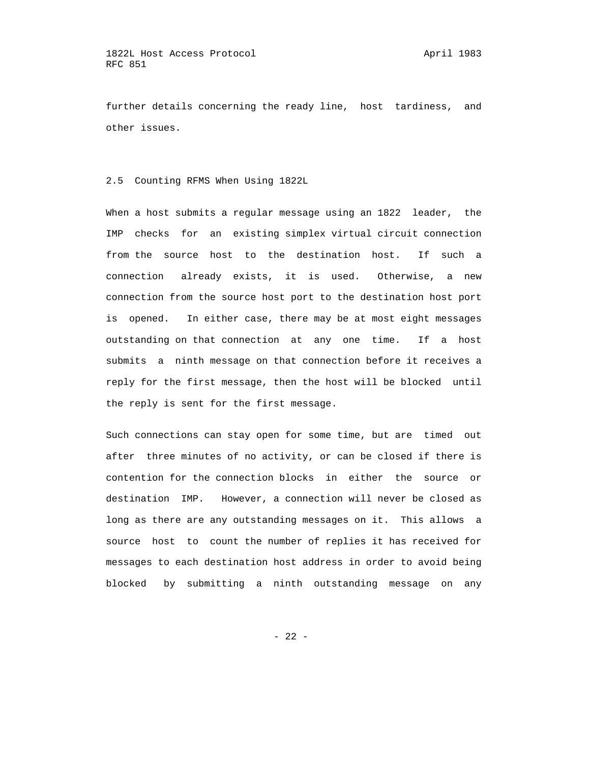further details concerning the ready line, host tardiness, and other issues.

## 2.5 Counting RFMS When Using 1822L

When a host submits a regular message using an 1822 leader, the IMP checks for an existing simplex virtual circuit connection from the source host to the destination host. If such a connection already exists, it is used. Otherwise, a new connection from the source host port to the destination host port is opened. In either case, there may be at most eight messages outstanding on that connection at any one time. If a host submits a ninth message on that connection before it receives a reply for the first message, then the host will be blocked until the reply is sent for the first message.

Such connections can stay open for some time, but are timed out after three minutes of no activity, or can be closed if there is contention for the connection blocks in either the source or destination IMP. However, a connection will never be closed as long as there are any outstanding messages on it. This allows a source host to count the number of replies it has received for messages to each destination host address in order to avoid being blocked by submitting a ninth outstanding message on any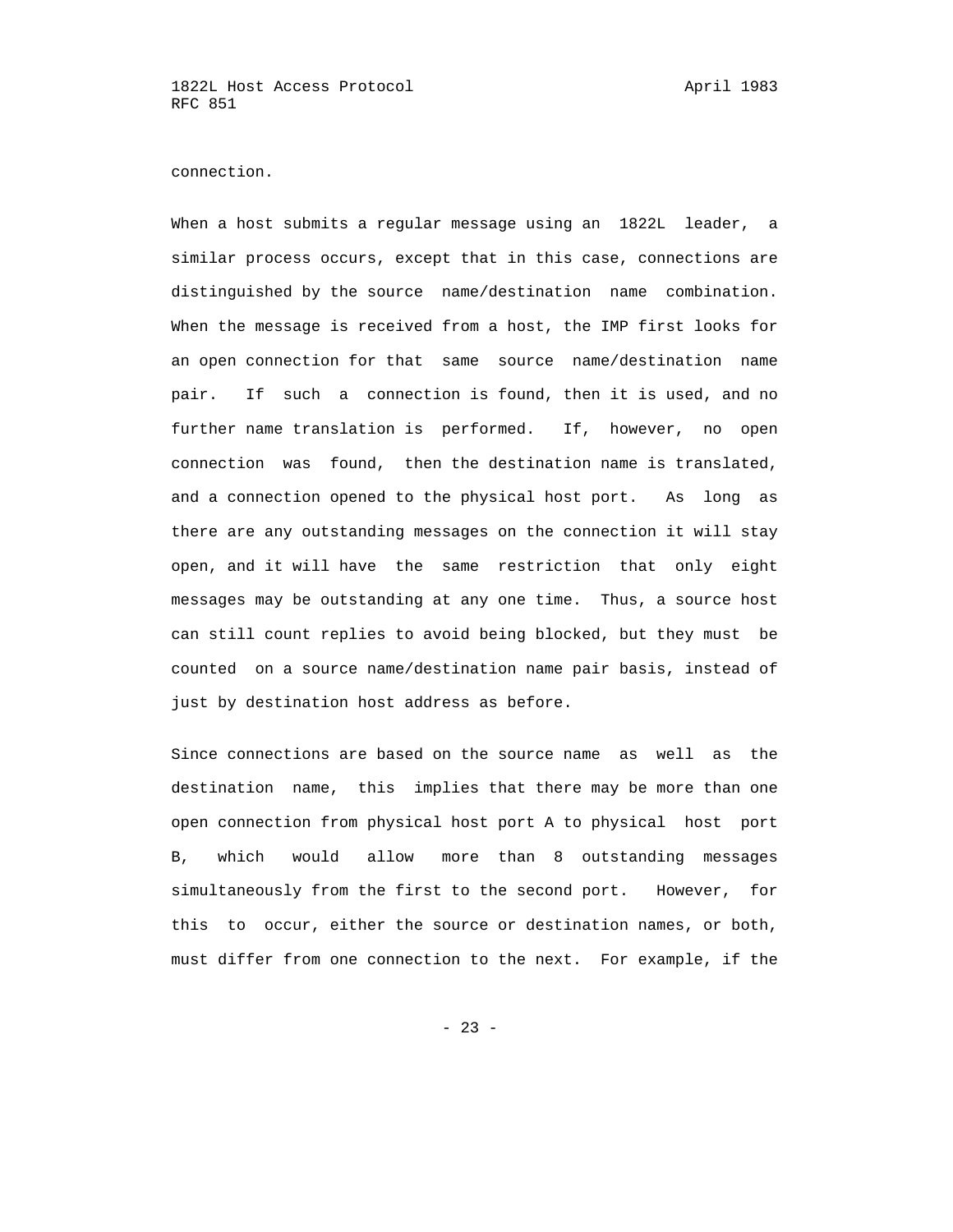connection.

When a host submits a regular message using an 1822L leader, a similar process occurs, except that in this case, connections are distinguished by the source name/destination name combination. When the message is received from a host, the IMP first looks for an open connection for that same source name/destination name pair. If such a connection is found, then it is used, and no further name translation is performed. If, however, no open connection was found, then the destination name is translated, and a connection opened to the physical host port. As long as there are any outstanding messages on the connection it will stay open, and it will have the same restriction that only eight messages may be outstanding at any one time. Thus, a source host can still count replies to avoid being blocked, but they must be counted on a source name/destination name pair basis, instead of just by destination host address as before.

Since connections are based on the source name as well as the destination name, this implies that there may be more than one open connection from physical host port A to physical host port B, which would allow more than 8 outstanding messages simultaneously from the first to the second port. However, for this to occur, either the source or destination names, or both, must differ from one connection to the next. For example, if the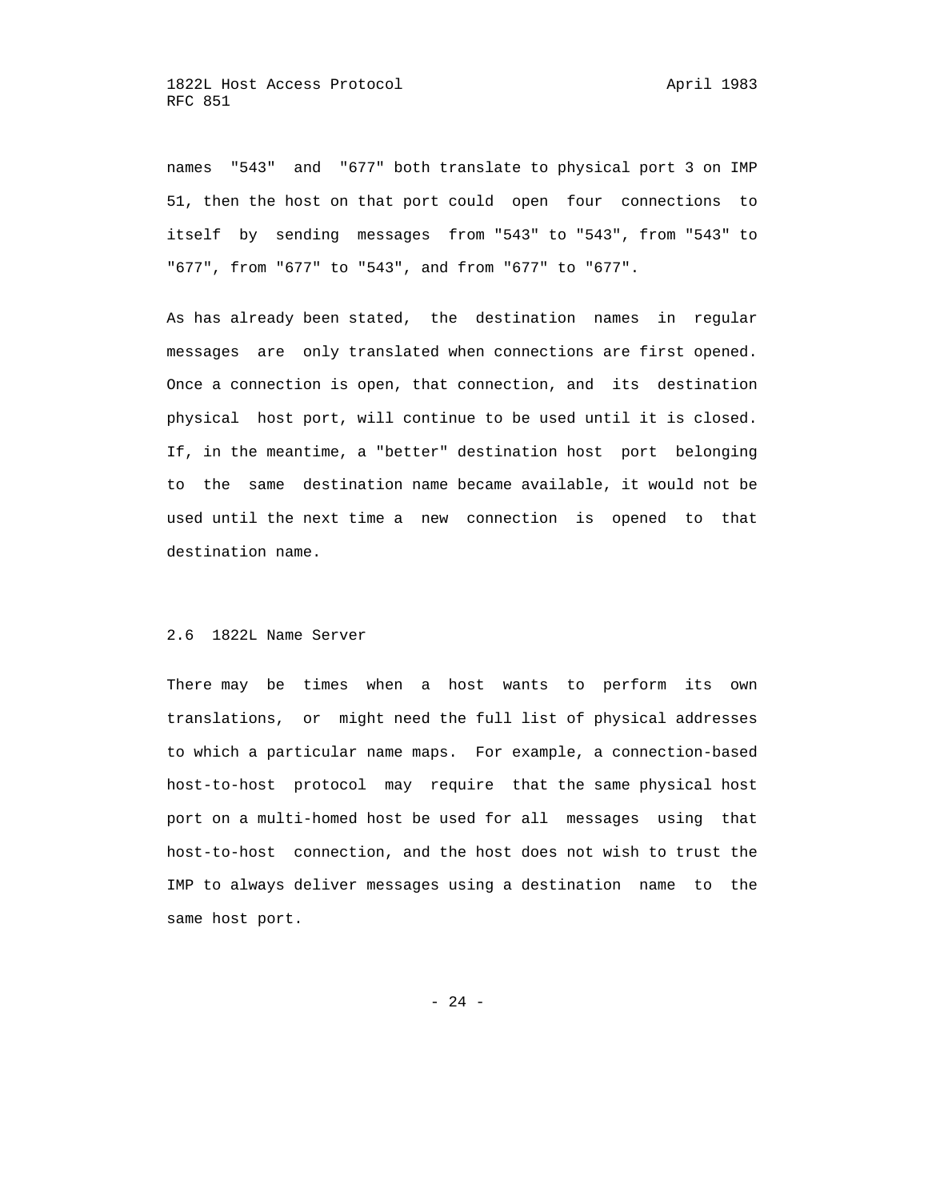names "543" and "677" both translate to physical port 3 on IMP 51, then the host on that port could open four connections to itself by sending messages from "543" to "543", from "543" to "677", from "677" to "543", and from "677" to "677".

As has already been stated, the destination names in regular messages are only translated when connections are first opened. Once a connection is open, that connection, and its destination physical host port, will continue to be used until it is closed. If, in the meantime, a "better" destination host port belonging to the same destination name became available, it would not be used until the next time a new connection is opened to that destination name.

## 2.6 1822L Name Server

There may be times when a host wants to perform its own translations, or might need the full list of physical addresses to which a particular name maps. For example, a connection-based host-to-host protocol may require that the same physical host port on a multi-homed host be used for all messages using that host-to-host connection, and the host does not wish to trust the IMP to always deliver messages using a destination name to the same host port.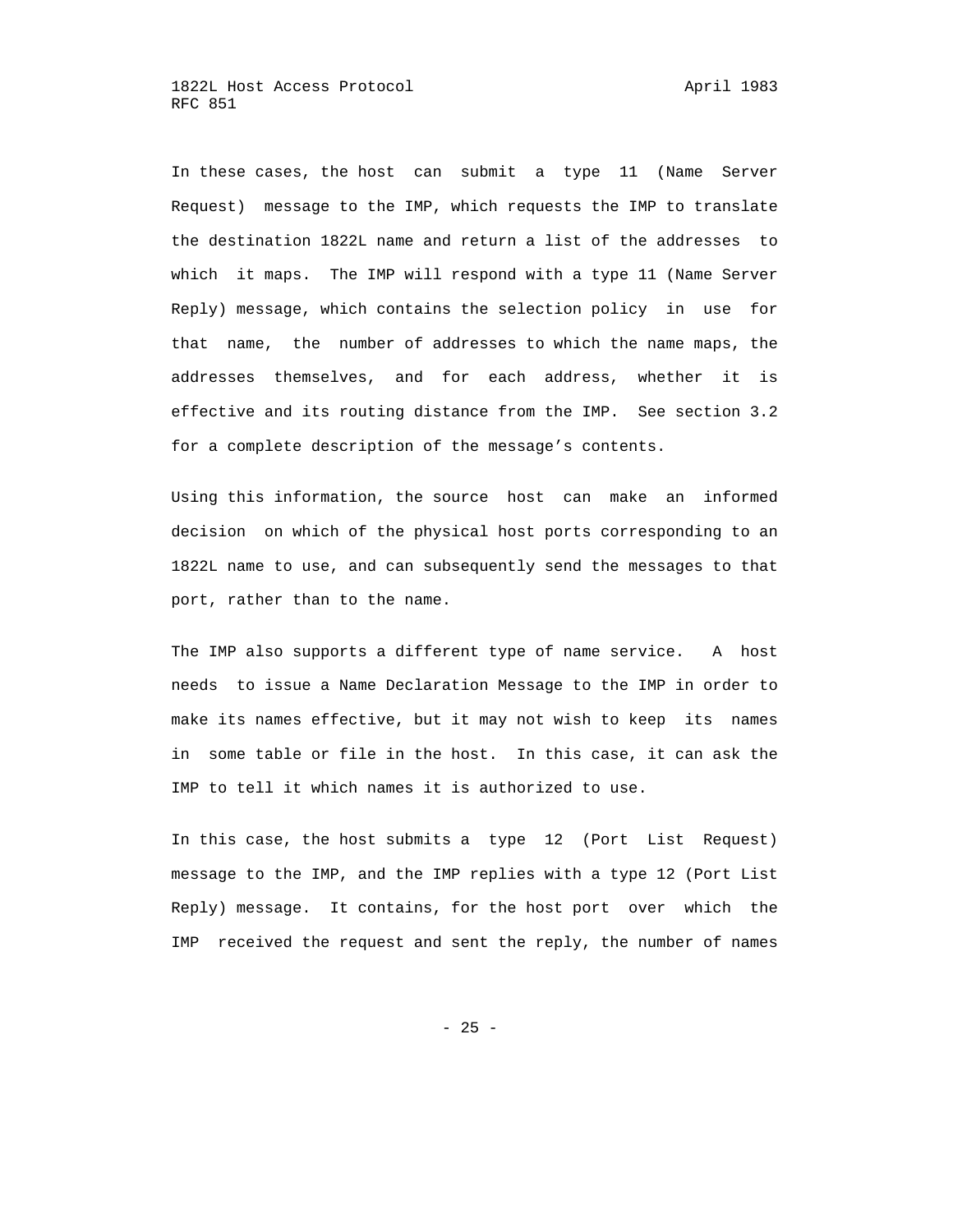In these cases, the host can submit a type 11 (Name Server Request) message to the IMP, which requests the IMP to translate the destination 1822L name and return a list of the addresses to which it maps. The IMP will respond with a type 11 (Name Server Reply) message, which contains the selection policy in use for that name, the number of addresses to which the name maps, the addresses themselves, and for each address, whether it is effective and its routing distance from the IMP. See section 3.2 for a complete description of the message's contents.

Using this information, the source host can make an informed decision on which of the physical host ports corresponding to an 1822L name to use, and can subsequently send the messages to that port, rather than to the name.

The IMP also supports a different type of name service. A host needs to issue a Name Declaration Message to the IMP in order to make its names effective, but it may not wish to keep its names in some table or file in the host. In this case, it can ask the IMP to tell it which names it is authorized to use.

In this case, the host submits a type 12 (Port List Request) message to the IMP, and the IMP replies with a type 12 (Port List Reply) message. It contains, for the host port over which the IMP received the request and sent the reply, the number of names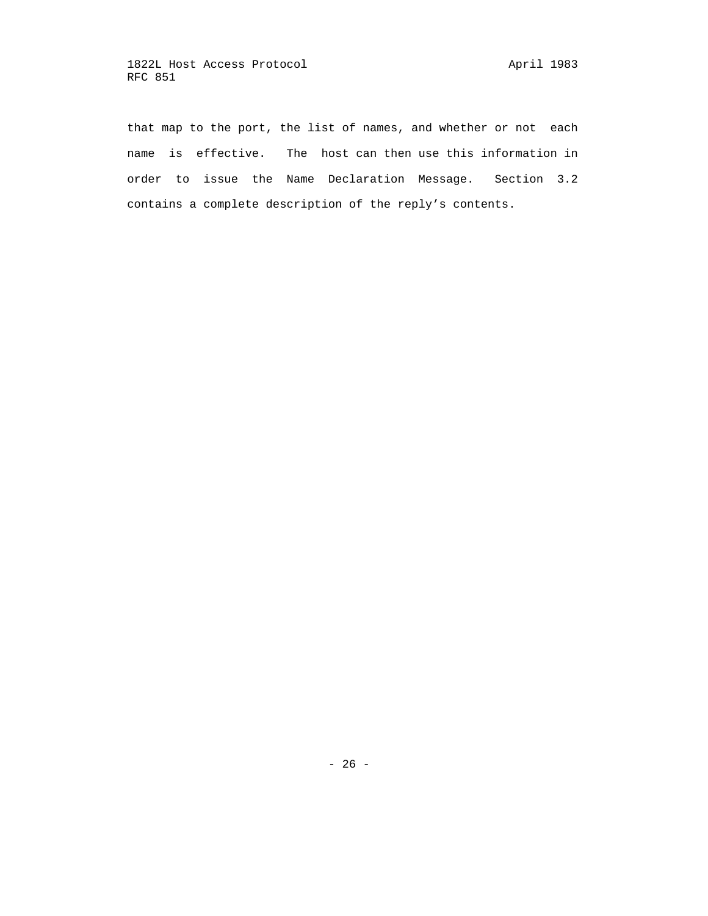that map to the port, the list of names, and whether or not each name is effective. The host can then use this information in order to issue the Name Declaration Message. Section 3.2 contains a complete description of the reply's contents.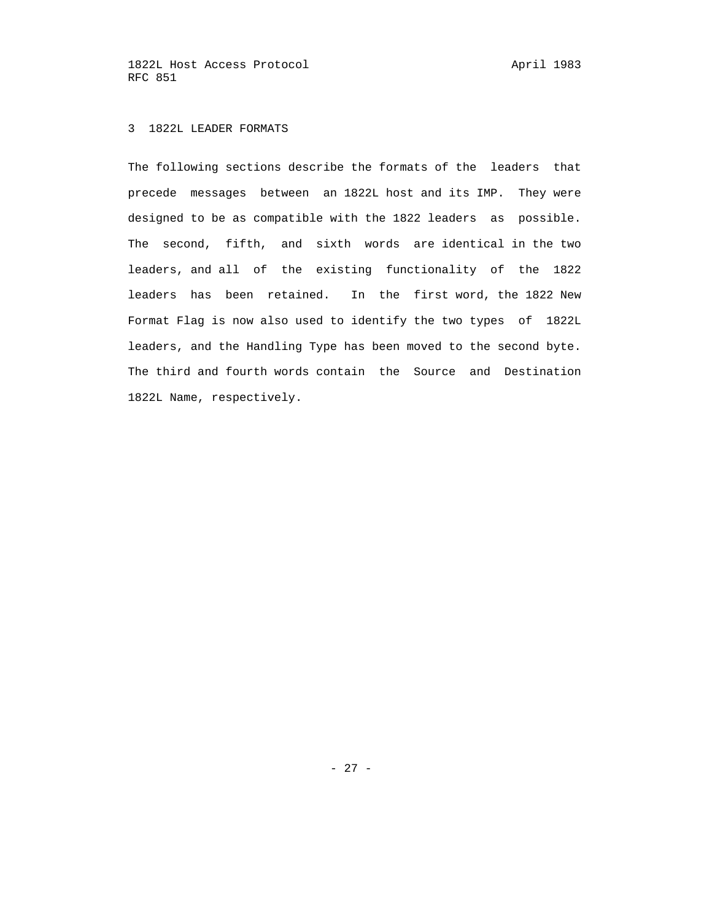# 3 1822L LEADER FORMATS

The following sections describe the formats of the leaders that precede messages between an 1822L host and its IMP. They were designed to be as compatible with the 1822 leaders as possible. The second, fifth, and sixth words are identical in the two leaders, and all of the existing functionality of the 1822 leaders has been retained. In the first word, the 1822 New Format Flag is now also used to identify the two types of 1822L leaders, and the Handling Type has been moved to the second byte. The third and fourth words contain the Source and Destination 1822L Name, respectively.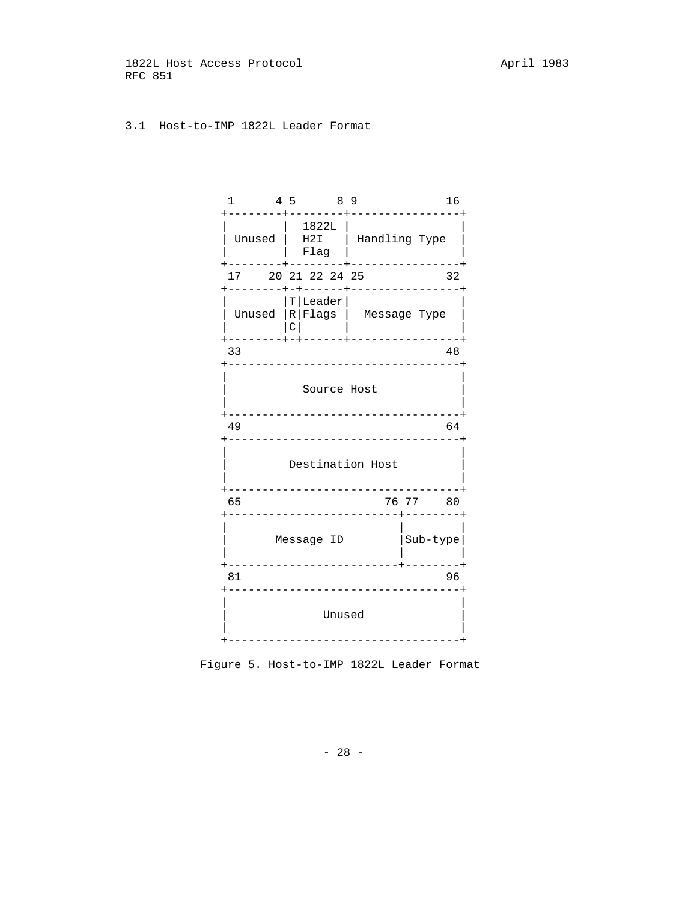### 3.1 Host-to-IMP 1822L Leader Format

```
 1      4 5      8 9             16
+--------+--------+----------------+
|        |  1822L |                |
| Unused |  H2I   | Handling Type  |
|        |  Flag  |                |
+--------+--------+----------------+
 17    20 21 22 24 25            32
+--------+-+------+----------------+
|        |T|Leader|                |
| Unused |R|Flags |  Message Type  |
|        |C|      |                |
+--------+-+------+----------------+
 33                              48
+----------------------------------+
|                                  |
|           Source Host            |
|                                  |
+----------------------------------+
 49                              64
+----------------------------------+
|                                  |
|         Destination Host         |
|                                  |
+----------------------------------+
 65                    76 77    80
+-------------------------+--------+
|                         |        |
|       Message ID        |Sub-type|
|                         |        |
+-------------------------+--------+
 81                              96
+----------------------------------+
|                                  |
|              Unused              |
|                                  |
+----------------------------------+
```

Figure 5. Host-to-IMP 1822L Leader Format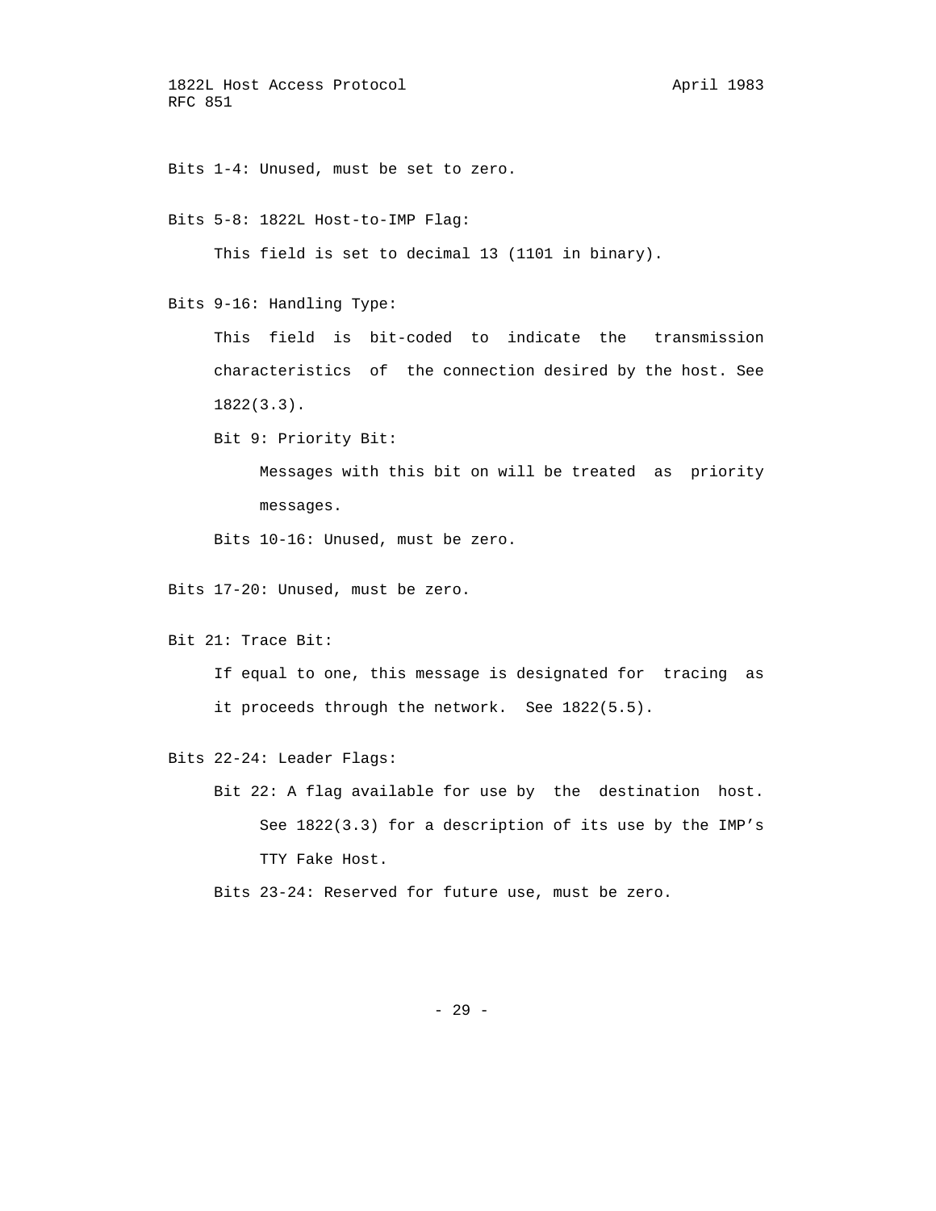Bits 1-4: Unused, must be set to zero.

Bits 5-8: 1822L Host-to-IMP Flag:

This field is set to decimal 13 (1101 in binary).

Bits 9-16: Handling Type:

This field is bit-coded to indicate the transmission characteristics of the connection desired by the host. See 1822(3.3).

Bit 9: Priority Bit:

Messages with this bit on will be treated as priority messages.

Bits 10-16: Unused, must be zero.

Bits 17-20: Unused, must be zero.

Bit 21: Trace Bit:

If equal to one, this message is designated for tracing as it proceeds through the network. See 1822(5.5).

Bits 22-24: Leader Flags:

Bit 22: A flag available for use by the destination host. See 1822(3.3) for a description of its use by the IMP's TTY Fake Host.

Bits 23-24: Reserved for future use, must be zero.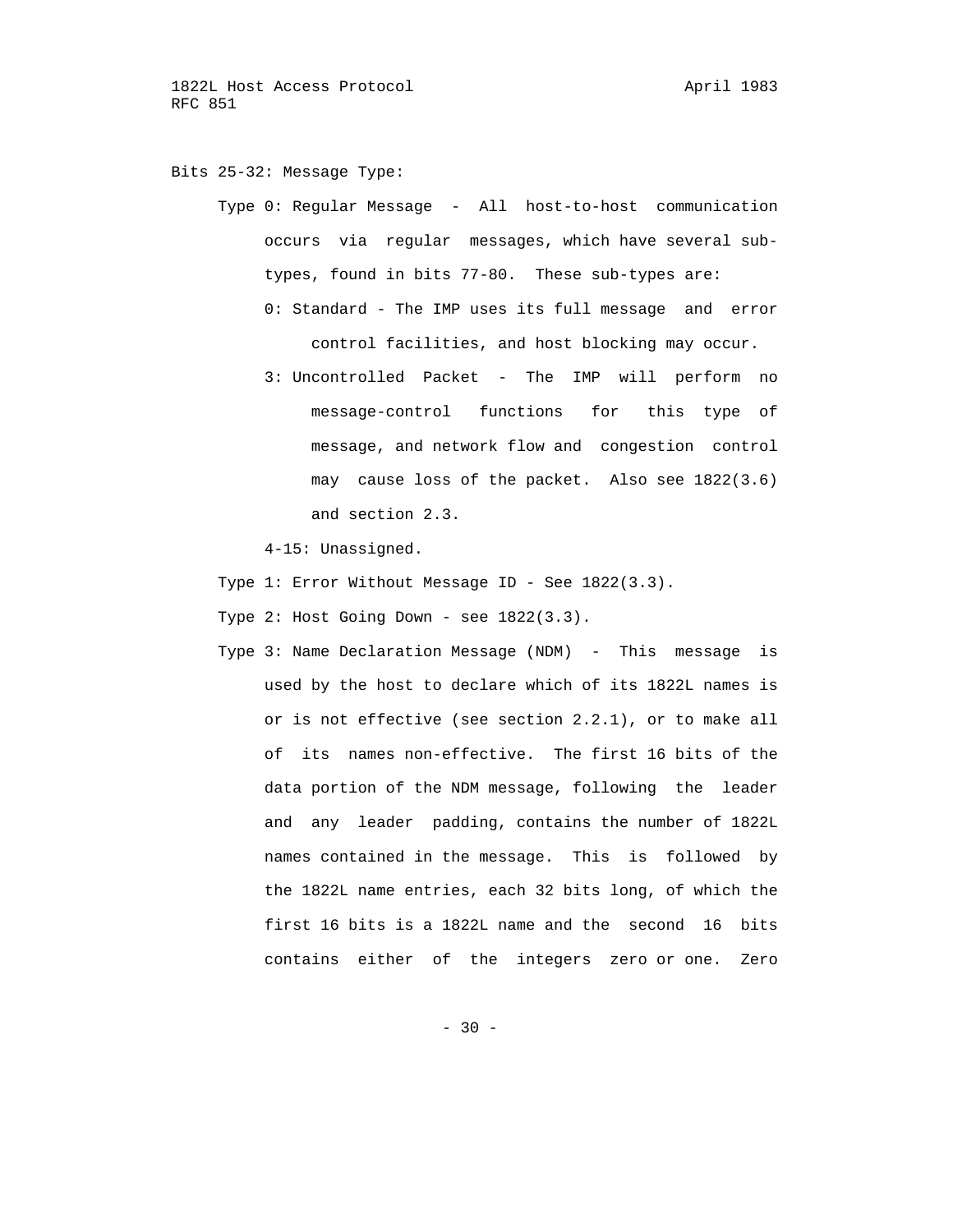Bits 25-32: Message Type:

- Type 0: Regular Message - All host-to-host communication occurs via regular messages, which have several sub-types, found in bits 77-80. These sub-types are:
  - 0: Standard - The IMP uses its full message and error control facilities, and host blocking may occur.
  - 3: Uncontrolled Packet - The IMP will perform no message-control functions for this type of message, and network flow and congestion control may cause loss of the packet. Also see 1822(3.6) and section 2.3.
  - 4-15: Unassigned.
- Type 1: Error Without Message ID - See 1822(3.3).
- Type 2: Host Going Down - see 1822(3.3).
- Type 3: Name Declaration Message (NDM) - This message is used by the host to declare which of its 1822L names is or is not effective (see section 2.2.1), or to make all of its names non-effective. The first 16 bits of the data portion of the NDM message, following the leader and any leader padding, contains the number of 1822L names contained in the message. This is followed by the 1822L name entries, each 32 bits long, of which the first 16 bits is a 1822L name and the second 16 bits contains either of the integers zero or one. Zero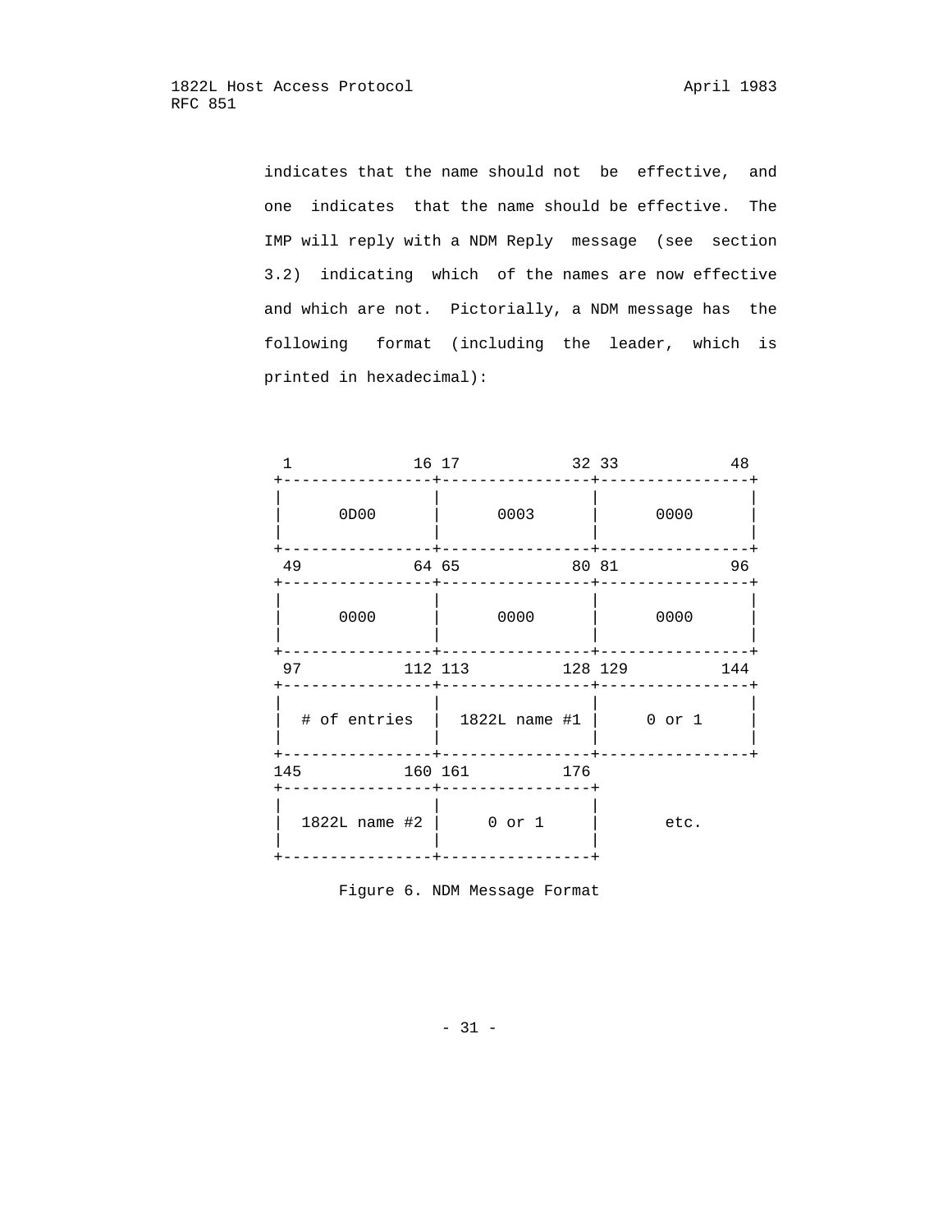indicates that the name should not be effective, and one indicates that the name should be effective. The IMP will reply with a NDM Reply message (see section 3.2) indicating which of the names are now effective and which are not. Pictorially, a NDM message has the following format (including the leader, which is printed in hexadecimal):

```
 1             16 17            32 33            48
+----------------+----------------+----------------+
|                |                |                |
|      0D00      |      0003      |      0000      |
|                |                |                |
+----------------+----------------+----------------+
 49            64 65            80 81            96
+----------------+----------------+----------------+
|                |                |                |
|      0000      |      0000      |      0000      |
|                |                |                |
+----------------+----------------+----------------+
 97           112 113          128 129          144
+----------------+----------------+----------------+
|                |                |                |
|  # of entries  |  1822L name #1 |     0 or 1     |
|                |                |                |
+----------------+----------------+----------------+
145           160 161          176
+----------------+----------------+
|                |                |
|  1822L name #2 |     0 or 1     |       etc.
|                |                |
+----------------+----------------+
```

Figure 6. NDM Message Format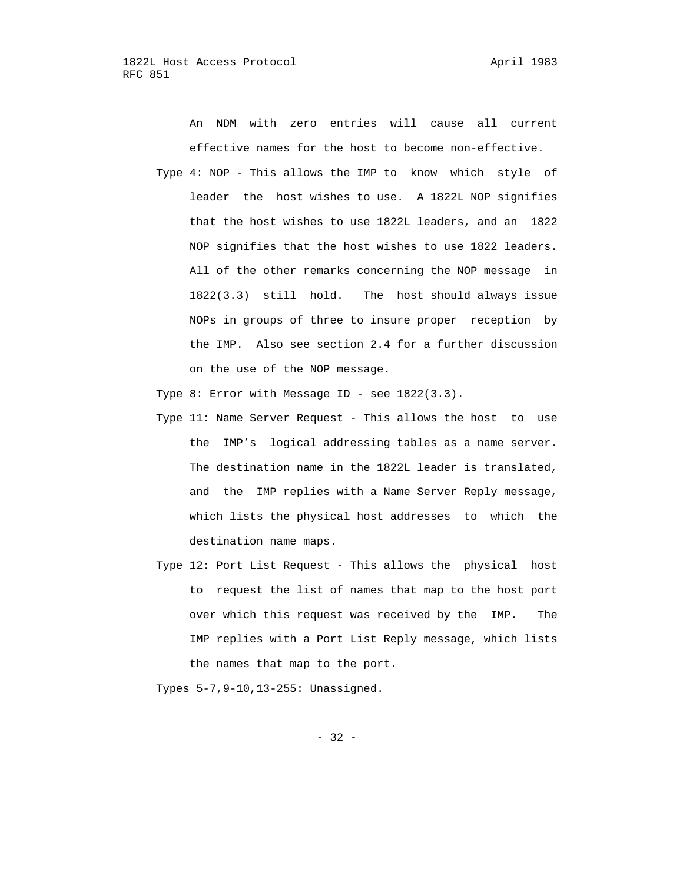An NDM with zero entries will cause all current effective names for the host to become non-effective.

Type 4: NOP - This allows the IMP to know which style of leader the host wishes to use. A 1822L NOP signifies that the host wishes to use 1822L leaders, and an 1822 NOP signifies that the host wishes to use 1822 leaders. All of the other remarks concerning the NOP message in 1822(3.3) still hold. The host should always issue NOPs in groups of three to insure proper reception by the IMP. Also see section 2.4 for a further discussion on the use of the NOP message.

Type 8: Error with Message ID - see 1822(3.3).

Type 11: Name Server Request - This allows the host to use the IMP's logical addressing tables as a name server. The destination name in the 1822L leader is translated, and the IMP replies with a Name Server Reply message, which lists the physical host addresses to which the destination name maps.

Type 12: Port List Request - This allows the physical host to request the list of names that map to the host port over which this request was received by the IMP. The IMP replies with a Port List Reply message, which lists the names that map to the port.

Types 5-7,9-10,13-255: Unassigned.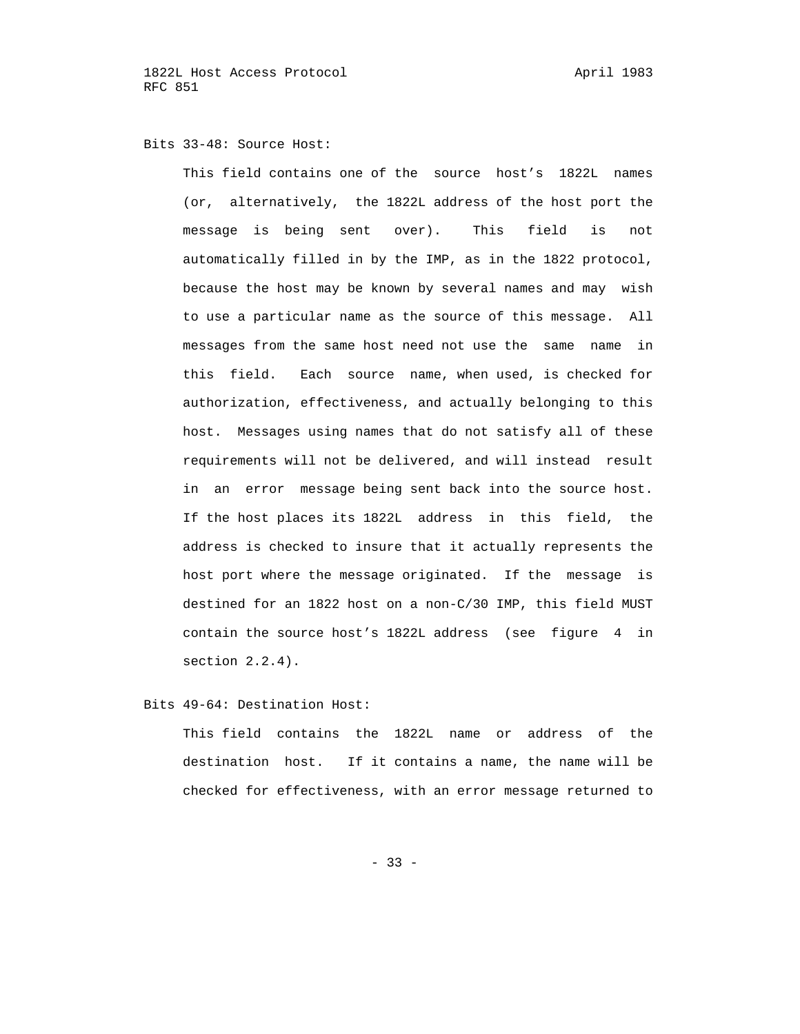Bits 33-48: Source Host:

This field contains one of the source host's 1822L names (or, alternatively, the 1822L address of the host port the message is being sent over). This field is not automatically filled in by the IMP, as in the 1822 protocol, because the host may be known by several names and may wish to use a particular name as the source of this message. All messages from the same host need not use the same name in this field. Each source name, when used, is checked for authorization, effectiveness, and actually belonging to this host. Messages using names that do not satisfy all of these requirements will not be delivered, and will instead result in an error message being sent back into the source host. If the host places its 1822L address in this field, the address is checked to insure that it actually represents the host port where the message originated. If the message is destined for an 1822 host on a non-C/30 IMP, this field MUST contain the source host's 1822L address (see figure 4 in section 2.2.4).

Bits 49-64: Destination Host:

This field contains the 1822L name or address of the destination host. If it contains a name, the name will be checked for effectiveness, with an error message returned to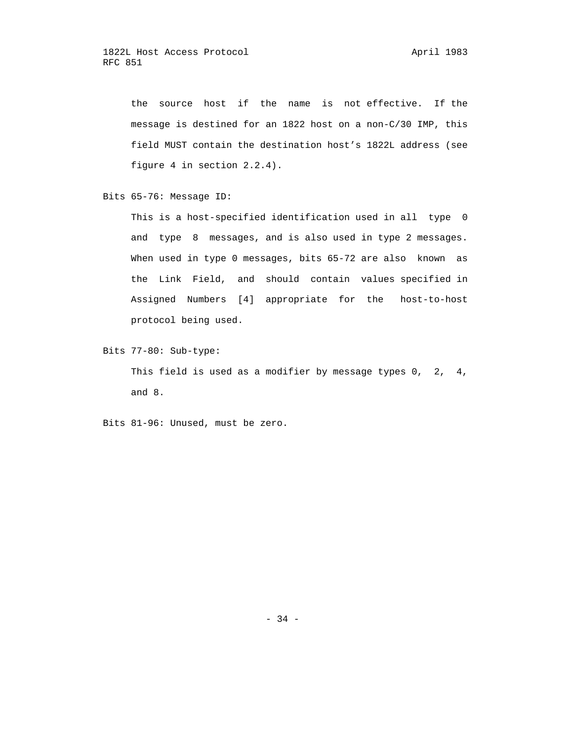the source host if the name is not effective. If the message is destined for an 1822 host on a non-C/30 IMP, this field MUST contain the destination host's 1822L address (see figure 4 in section 2.2.4).

Bits 65-76: Message ID:

This is a host-specified identification used in all type 0 and type 8 messages, and is also used in type 2 messages. When used in type 0 messages, bits 65-72 are also known as the Link Field, and should contain values specified in Assigned Numbers [4] appropriate for the host-to-host protocol being used.

Bits 77-80: Sub-type:

This field is used as a modifier by message types 0, 2, 4, and 8.

Bits 81-96: Unused, must be zero.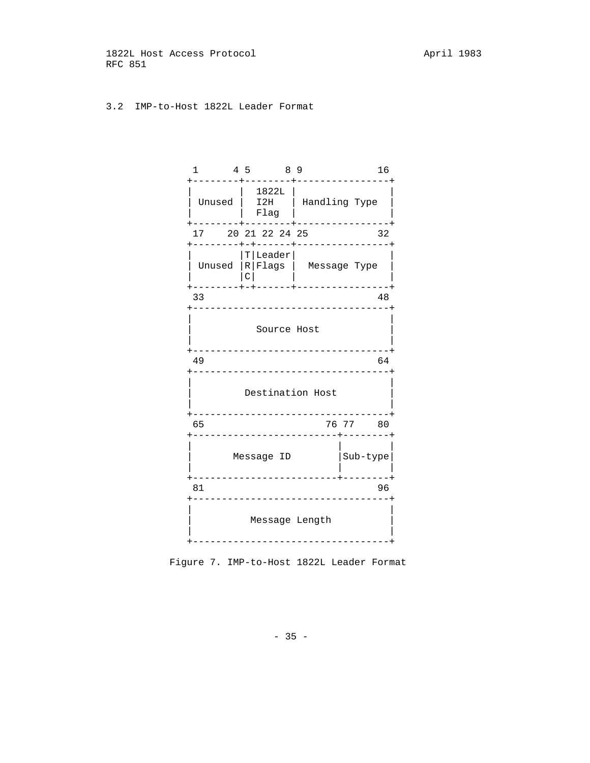### 3.2  IMP-to-Host 1822L Leader Format

```
 1      4 5      8 9             16
+--------+--------+----------------+
|        |  1822L |                |
| Unused |  I2H   | Handling Type  |
|        |  Flag  |                |
+--------+--------+----------------+
 17    20 21 22 24 25            32
+--------+-+------+----------------+
|        |T|Leader|                |
| Unused |R|Flags |  Message Type  |
|        |C|      |                |
+--------+-+------+----------------+
 33                              48
+----------------------------------+
|                                  |
|           Source Host            |
|                                  |
+----------------------------------+
 49                              64
+----------------------------------+
|                                  |
|         Destination Host         |
|                                  |
+----------------------------------+
 65                    76 77    80
+-------------------------+--------+
|                         |        |
|       Message ID        |Sub-type|
|                         |        |
+-------------------------+--------+
 81                              96
+----------------------------------+
|                                  |
|          Message Length          |
|                                  |
+----------------------------------+
```

Figure 7. IMP-to-Host 1822L Leader Format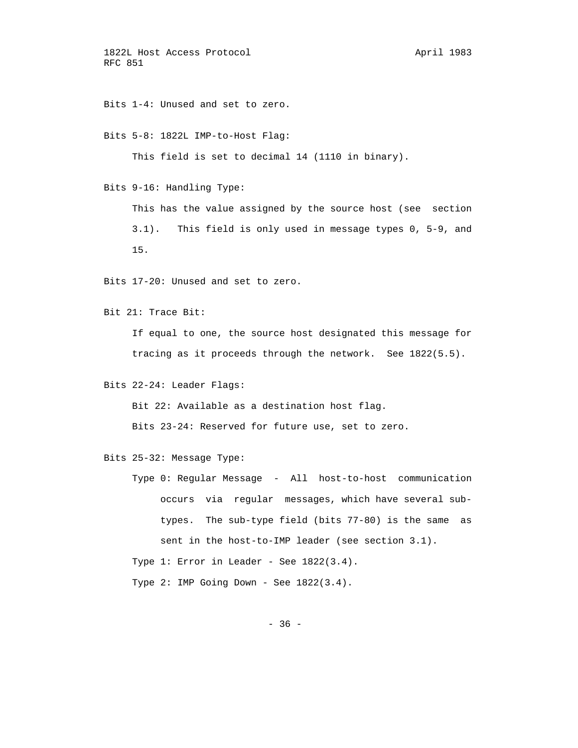Bits 1-4: Unused and set to zero.

Bits 5-8: 1822L IMP-to-Host Flag:

> This field is set to decimal 14 (1110 in binary).

Bits 9-16: Handling Type:

> This has the value assigned by the source host (see section 3.1). This field is only used in message types 0, 5-9, and 15.

Bits 17-20: Unused and set to zero.

Bit 21: Trace Bit:

> If equal to one, the source host designated this message for tracing as it proceeds through the network. See 1822(5.5).

Bits 22-24: Leader Flags:

> Bit 22: Available as a destination host flag.
>
> Bits 23-24: Reserved for future use, set to zero.

Bits 25-32: Message Type:

> Type 0: Regular Message - All host-to-host communication occurs via regular messages, which have several sub-types. The sub-type field (bits 77-80) is the same as sent in the host-to-IMP leader (see section 3.1).
>
> Type 1: Error in Leader - See 1822(3.4).
>
> Type 2: IMP Going Down - See 1822(3.4).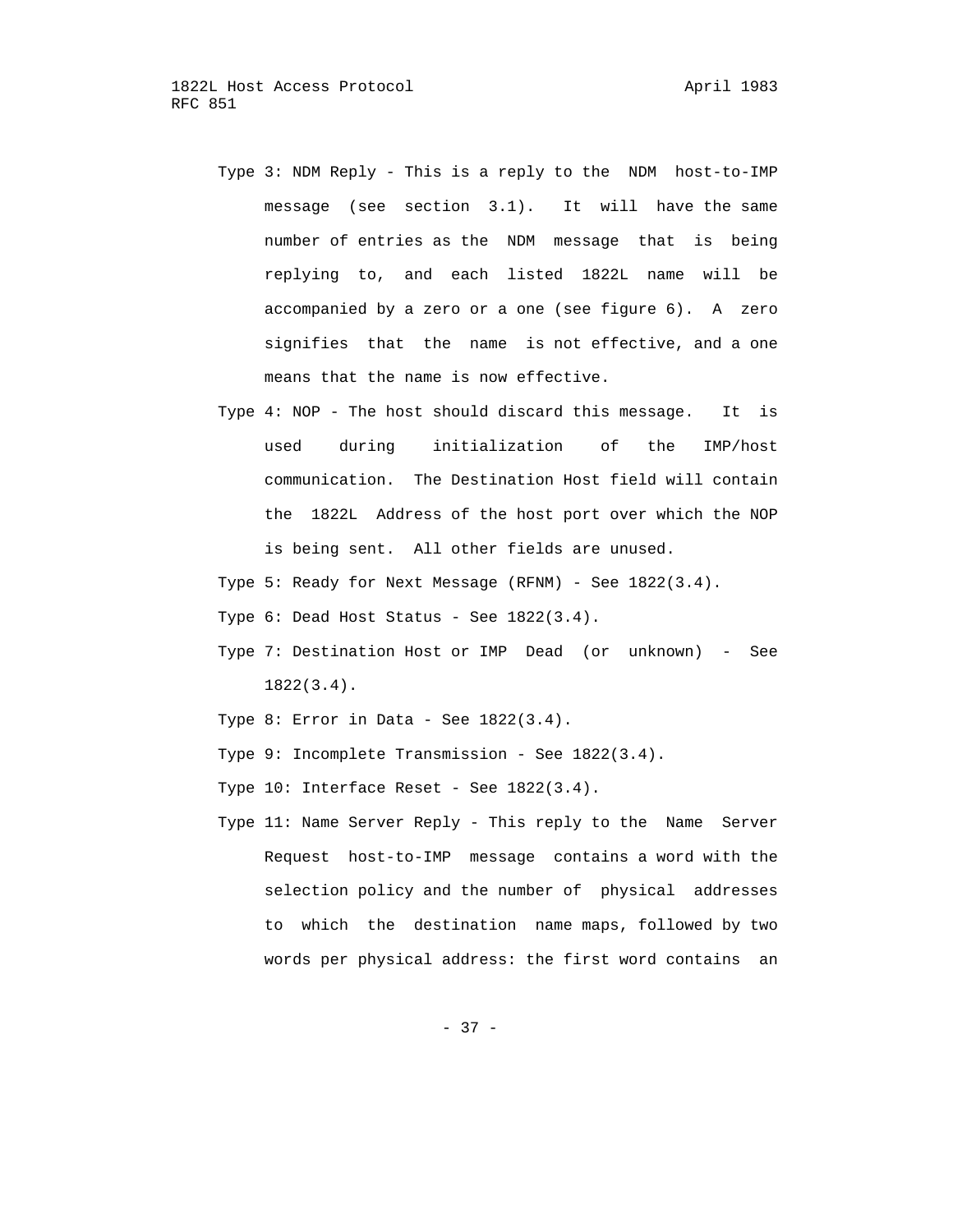Type 3: NDM Reply - This is a reply to the NDM host-to-IMP message (see section 3.1). It will have the same number of entries as the NDM message that is being replying to, and each listed 1822L name will be accompanied by a zero or a one (see figure 6). A zero signifies that the name is not effective, and a one means that the name is now effective.

Type 4: NOP - The host should discard this message. It is used during initialization of the IMP/host communication. The Destination Host field will contain the 1822L Address of the host port over which the NOP is being sent. All other fields are unused.

Type 5: Ready for Next Message (RFNM) - See 1822(3.4).

Type 6: Dead Host Status - See 1822(3.4).

Type 7: Destination Host or IMP Dead (or unknown) - See 1822(3.4).

Type 8: Error in Data - See 1822(3.4).

Type 9: Incomplete Transmission - See 1822(3.4).

Type 10: Interface Reset - See 1822(3.4).

Type 11: Name Server Reply - This reply to the Name Server Request host-to-IMP message contains a word with the selection policy and the number of physical addresses to which the destination name maps, followed by two words per physical address: the first word contains an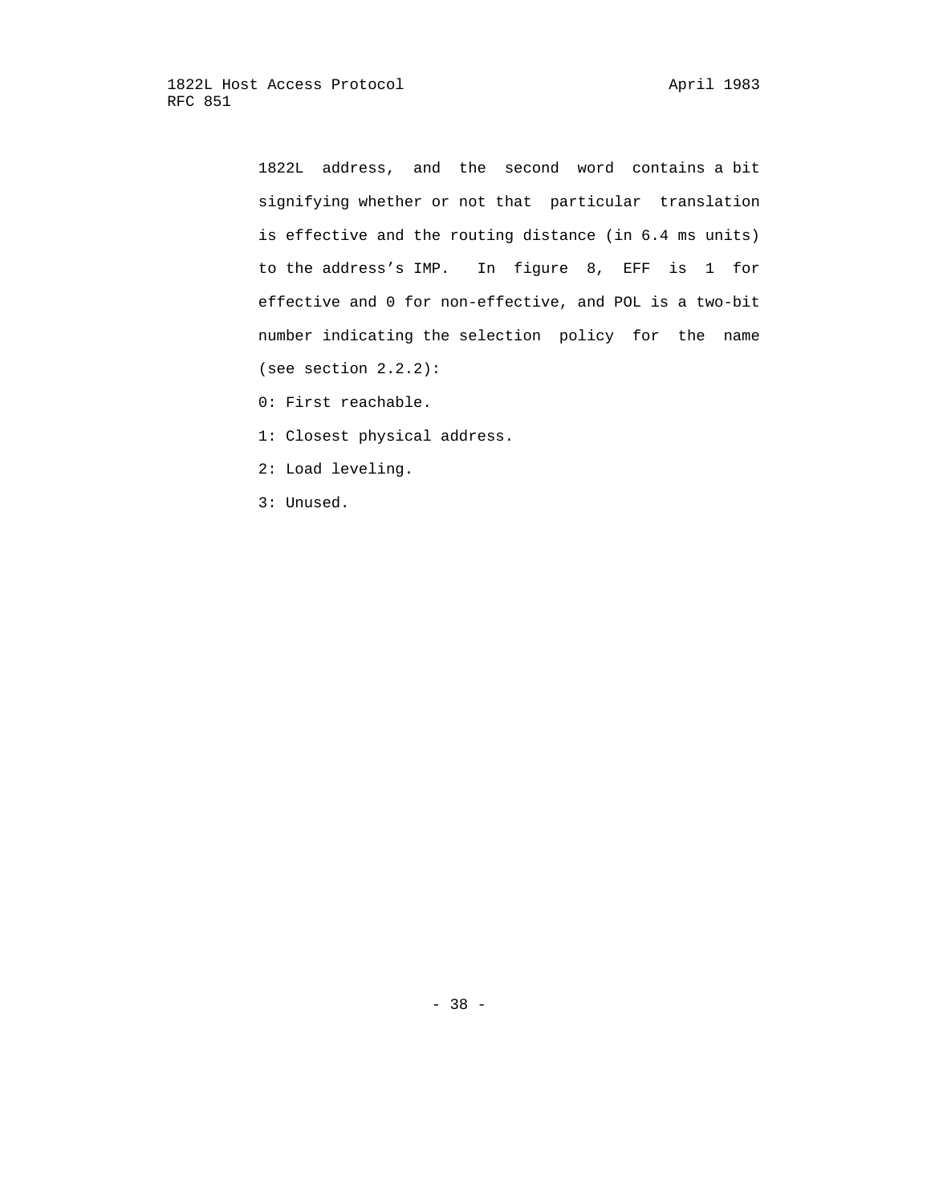1822L address, and the second word contains a bit signifying whether or not that particular translation is effective and the routing distance (in 6.4 ms units) to the address's IMP. In figure 8, EFF is 1 for effective and 0 for non-effective, and POL is a two-bit number indicating the selection policy for the name (see section 2.2.2):

0: First reachable.

1: Closest physical address.

2: Load leveling.

3: Unused.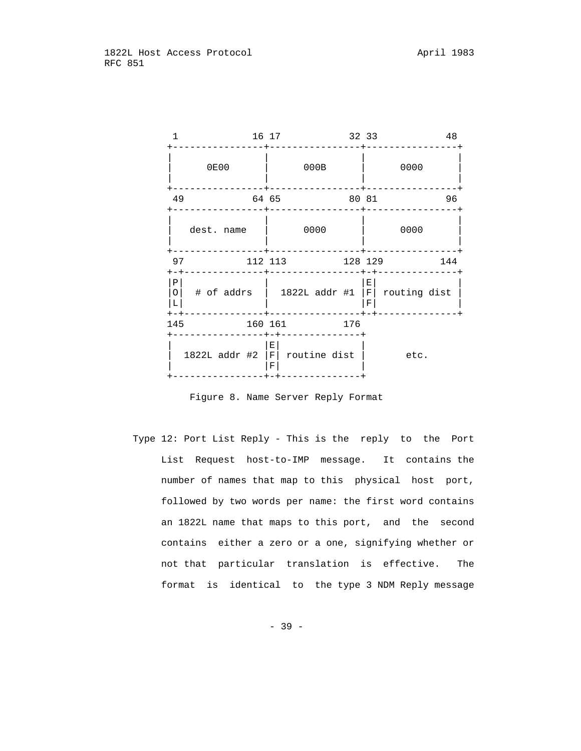```
 1             16 17            32 33           48
+----------------+----------------+----------------+
|                |                |                |
|      0E00      |      000B      |      0000      |
|                |                |                |
+----------------+----------------+----------------+
 49            64 65            80 81           96
+----------------+----------------+----------------+
|                |                |                |
|   dest. name   |      0000      |      0000      |
|                |                |                |
+----------------+----------------+----------------+
 97           112 113          128 129         144
+-+--------------+----------------+-+--------------+
|P|              |                |E|              |
|O|  # of addrs  |  1822L addr #1 |F| routing dist |
|L|              |                |F|              |
+-+--------------+----------------+-+--------------+
145           160 161          176
+----------------+-+--------------+
|                |E|              |
|  1822L addr #2 |F| routine dist |       etc.
|                |F|              |
+----------------+-+--------------+
```

Figure 8. Name Server Reply Format

Type 12: Port List Reply - This is the reply to the Port List Request host-to-IMP message. It contains the number of names that map to this physical host port, followed by two words per name: the first word contains an 1822L name that maps to this port, and the second contains either a zero or a one, signifying whether or not that particular translation is effective. The format is identical to the type 3 NDM Reply message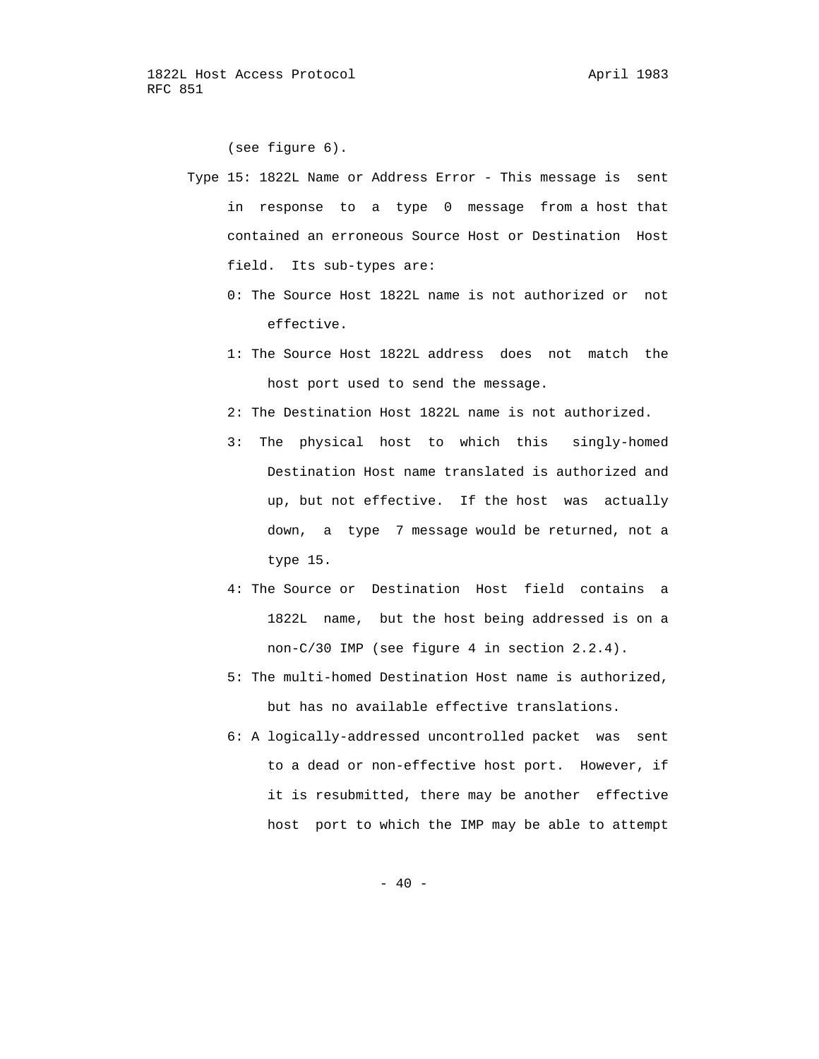(see figure 6).

Type 15: 1822L Name or Address Error - This message is sent in response to a type 0 message from a host that contained an erroneous Source Host or Destination Host field. Its sub-types are:

- 0: The Source Host 1822L name is not authorized or not effective.
- 1: The Source Host 1822L address does not match the host port used to send the message.
- 2: The Destination Host 1822L name is not authorized.
- 3: The physical host to which this singly-homed Destination Host name translated is authorized and up, but not effective. If the host was actually down, a type 7 message would be returned, not a type 15.
- 4: The Source or Destination Host field contains a 1822L name, but the host being addressed is on a non-C/30 IMP (see figure 4 in section 2.2.4).
- 5: The multi-homed Destination Host name is authorized, but has no available effective translations.
- 6: A logically-addressed uncontrolled packet was sent to a dead or non-effective host port. However, if it is resubmitted, there may be another effective host port to which the IMP may be able to attempt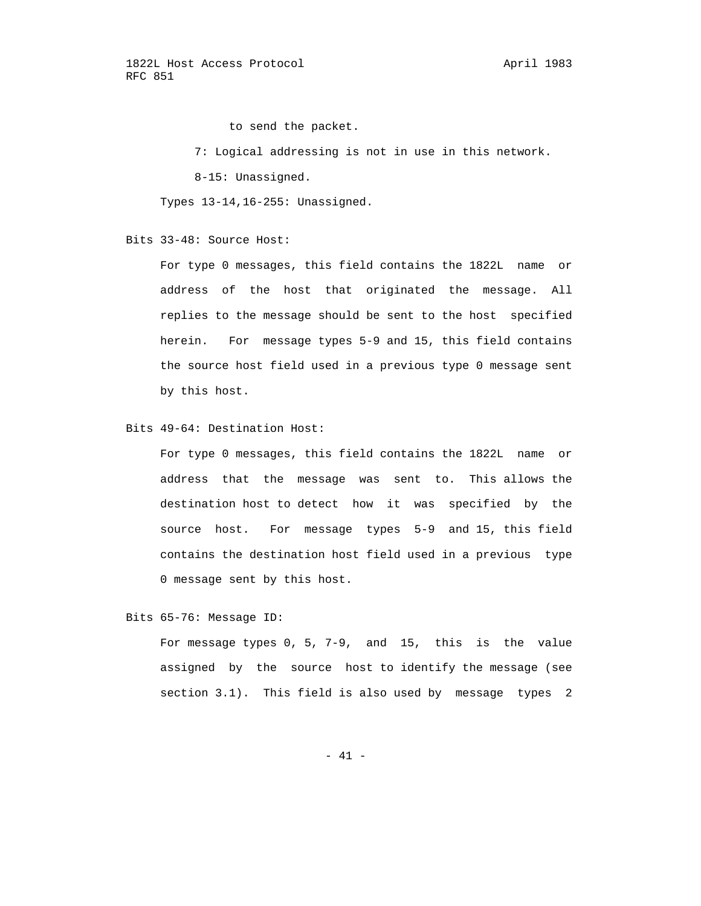to send the packet.

7: Logical addressing is not in use in this network.

8-15: Unassigned.

Types 13-14,16-255: Unassigned.

Bits 33-48: Source Host:

For type 0 messages, this field contains the 1822L name or address of the host that originated the message. All replies to the message should be sent to the host specified herein. For message types 5-9 and 15, this field contains the source host field used in a previous type 0 message sent by this host.

Bits 49-64: Destination Host:

For type 0 messages, this field contains the 1822L name or address that the message was sent to. This allows the destination host to detect how it was specified by the source host. For message types 5-9 and 15, this field contains the destination host field used in a previous type 0 message sent by this host.

Bits 65-76: Message ID:

For message types 0, 5, 7-9, and 15, this is the value assigned by the source host to identify the message (see section 3.1). This field is also used by message types 2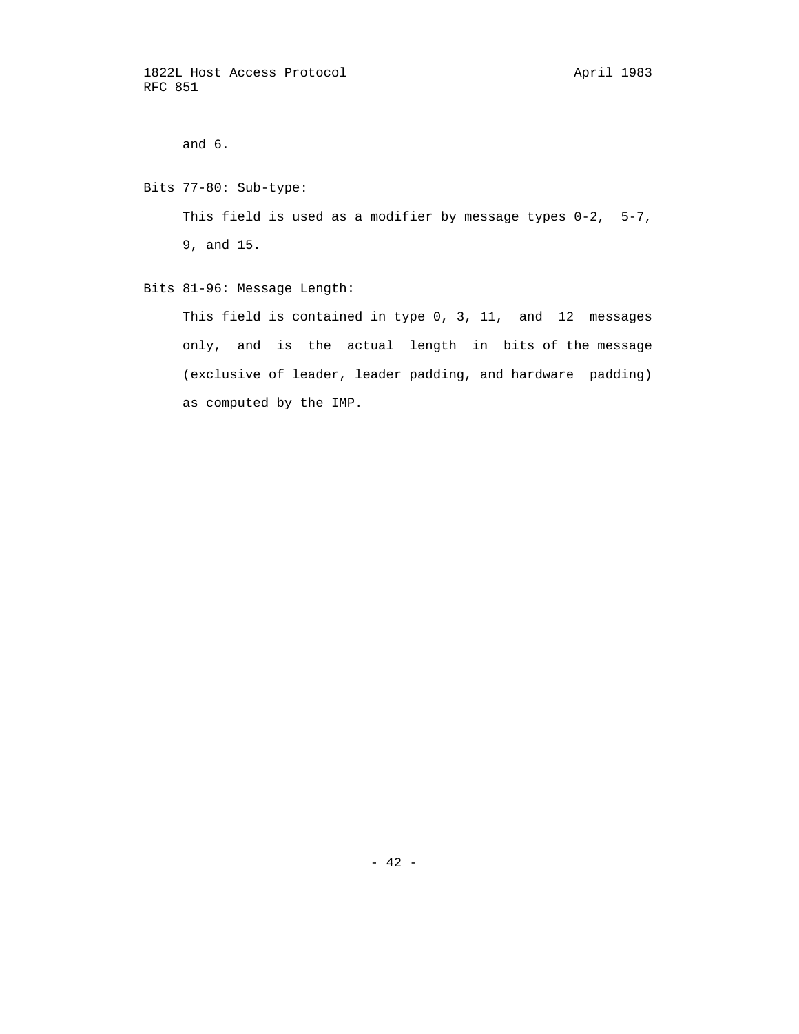and 6.

Bits 77-80: Sub-type:

This field is used as a modifier by message types 0-2, 5-7, 9, and 15.

Bits 81-96: Message Length:

This field is contained in type 0, 3, 11, and 12 messages only, and is the actual length in bits of the message (exclusive of leader, leader padding, and hardware padding) as computed by the IMP.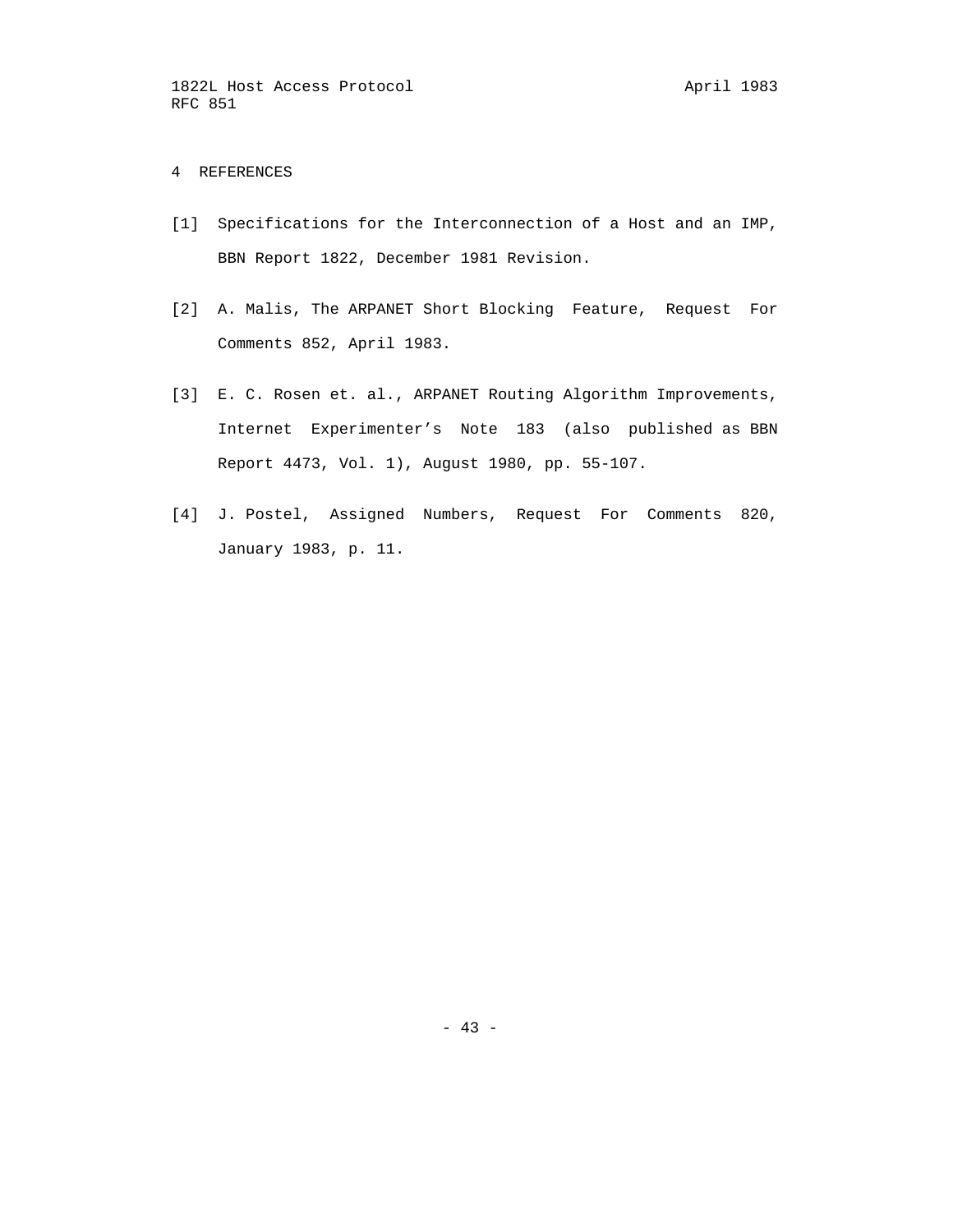# 4 REFERENCES

[1] Specifications for the Interconnection of a Host and an IMP, BBN Report 1822, December 1981 Revision.

[2] A. Malis, The ARPANET Short Blocking Feature, Request For Comments 852, April 1983.

[3] E. C. Rosen et. al., ARPANET Routing Algorithm Improvements, Internet Experimenter's Note 183 (also published as BBN Report 4473, Vol. 1), August 1980, pp. 55-107.

[4] J. Postel, Assigned Numbers, Request For Comments 820, January 1983, p. 11.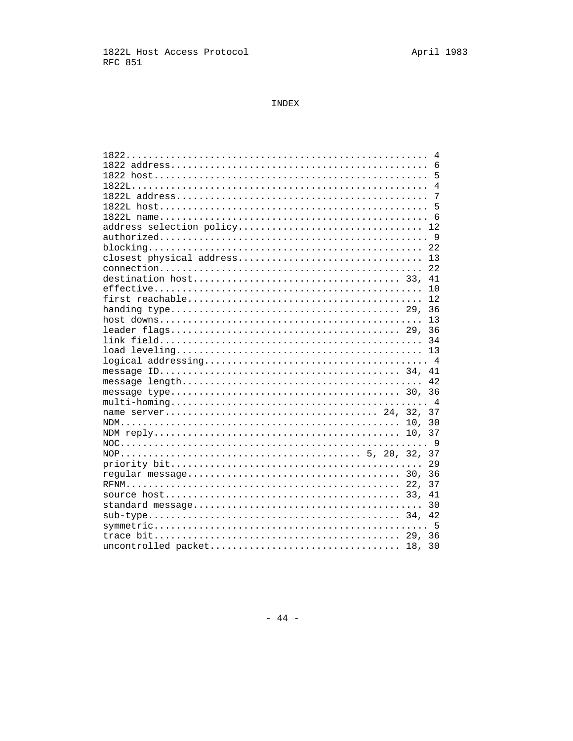# INDEX

```
1822.................................................... 4
1822 address............................................ 6
1822 host............................................... 5
1822L................................................... 4
1822L address........................................... 7
1822L host.............................................. 5
1822L name.............................................. 6
address selection policy............................... 12
authorized.............................................. 9
blocking............................................... 22
closest physical address............................... 13
connection............................................. 22
destination host.................................. 33, 41
effective.............................................. 10
first reachable........................................ 12
handing type...................................... 29, 36
host downs............................................. 13
leader flags...................................... 29, 36
link field............................................. 34
load leveling.......................................... 13
logical addressing...................................... 4
message ID........................................ 34, 41
message length......................................... 42
message type...................................... 30, 36
multi-homing............................................ 4
name server.................................. 24, 32, 37
NDM............................................... 10, 30
NDM reply......................................... 10, 37
NOC..................................................... 9
NOP........................................ 5, 20, 32, 37
priority bit........................................... 29
regular message................................... 30, 36
RFNM.............................................. 22, 37
source host....................................... 33, 41
standard message....................................... 30
sub-type.......................................... 34, 42
symmetric............................................... 5
trace bit......................................... 29, 36
uncontrolled packet............................... 18, 30
```